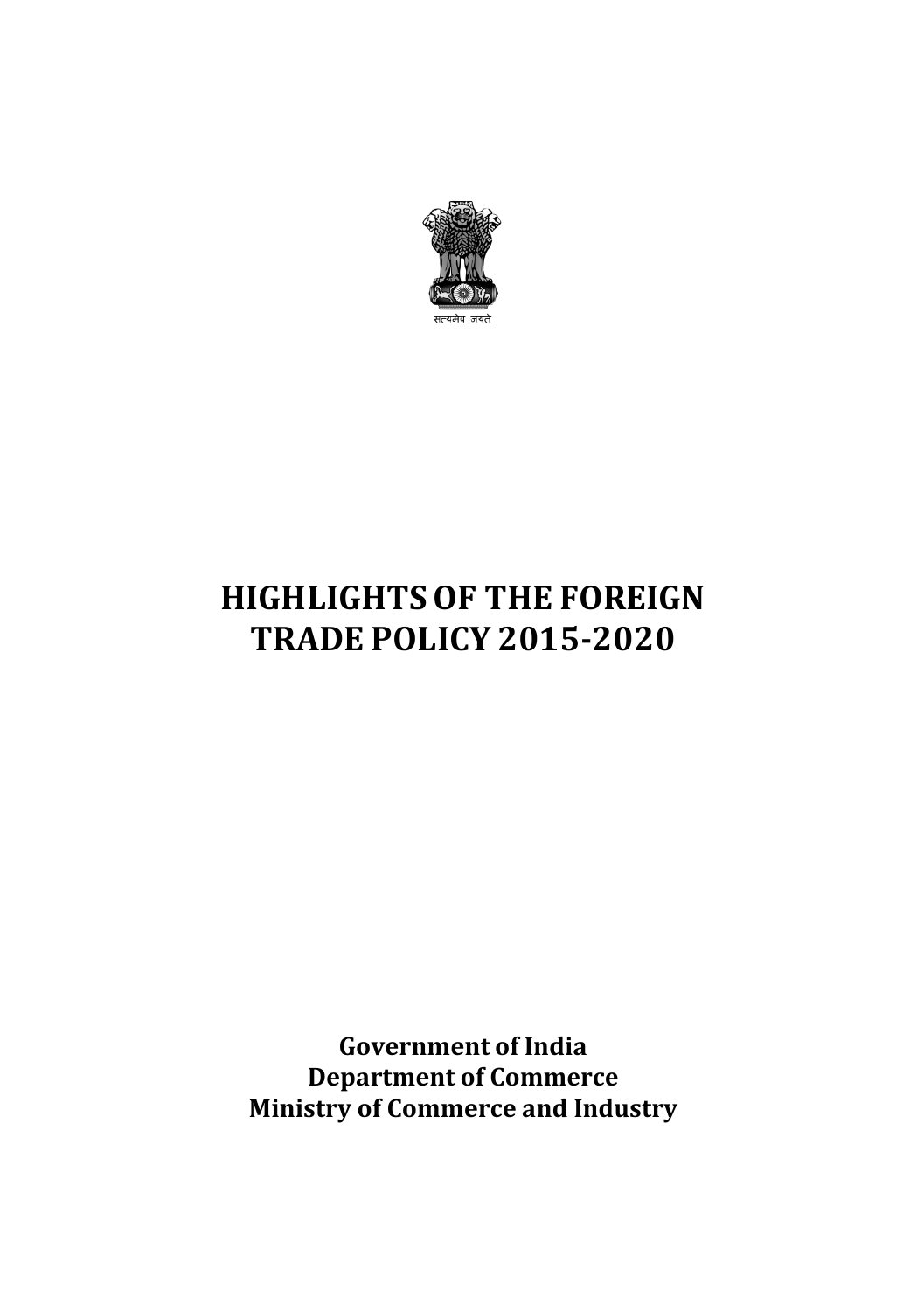सत्यमेव जयते

# HIGHLIGHTS OF THE FOREIGN TRADE POLICY 2015-2020

**Government of India**
**Department of Commerce**
**Ministry of Commerce and Industry**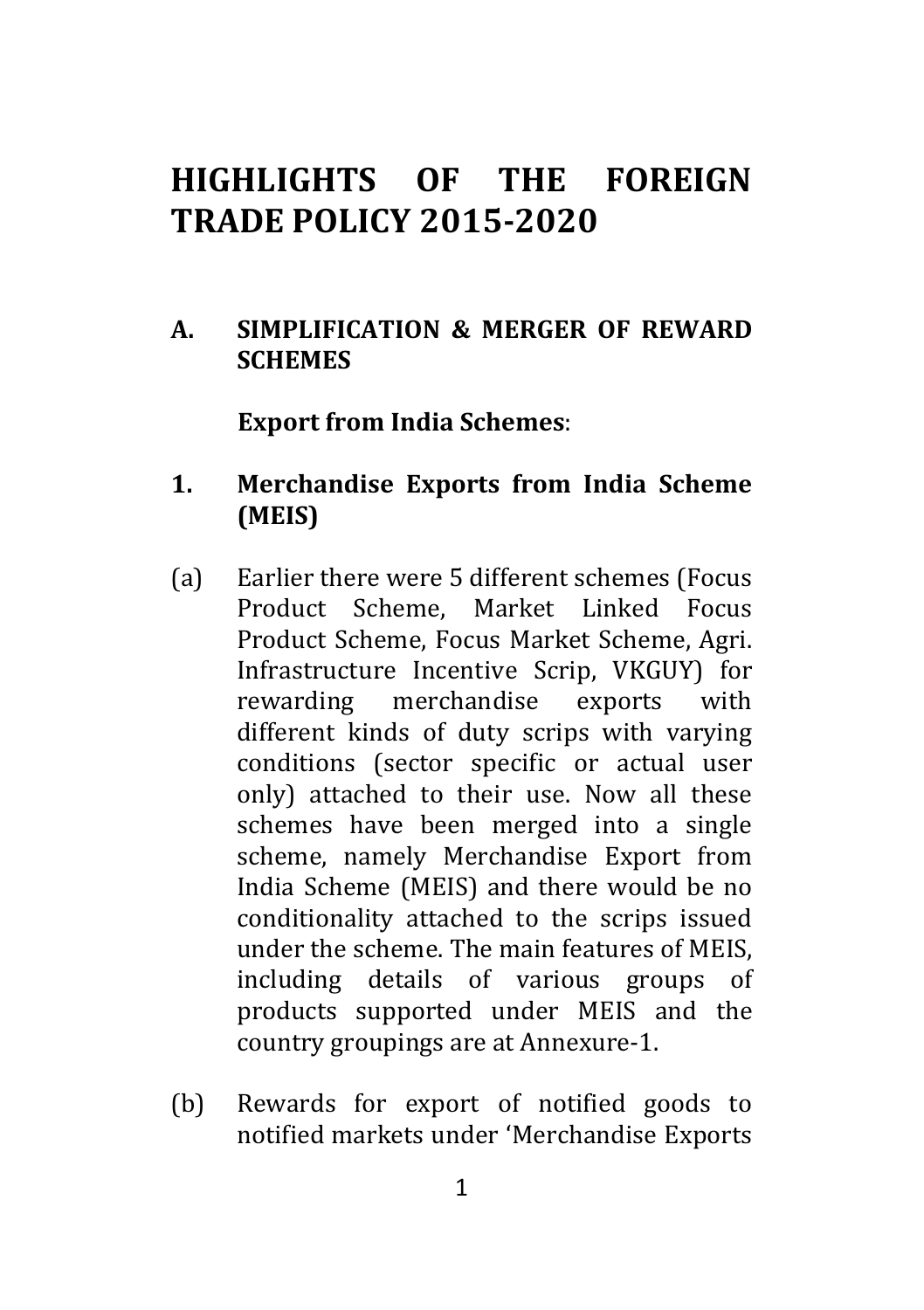# HIGHLIGHTS OF THE FOREIGN TRADE POLICY 2015-2020

## A. SIMPLIFICATION & MERGER OF REWARD SCHEMES

**Export from India Schemes**:

### 1. Merchandise Exports from India Scheme (MEIS)

(a) Earlier there were 5 different schemes (Focus Product Scheme, Market Linked Focus Product Scheme, Focus Market Scheme, Agri. Infrastructure Incentive Scrip, VKGUY) for rewarding merchandise exports with different kinds of duty scrips with varying conditions (sector specific or actual user only) attached to their use. Now all these schemes have been merged into a single scheme, namely Merchandise Export from India Scheme (MEIS) and there would be no conditionality attached to the scrips issued under the scheme. The main features of MEIS, including details of various groups of products supported under MEIS and the country groupings are at Annexure-1.

(b) Rewards for export of notified goods to notified markets under 'Merchandise Exports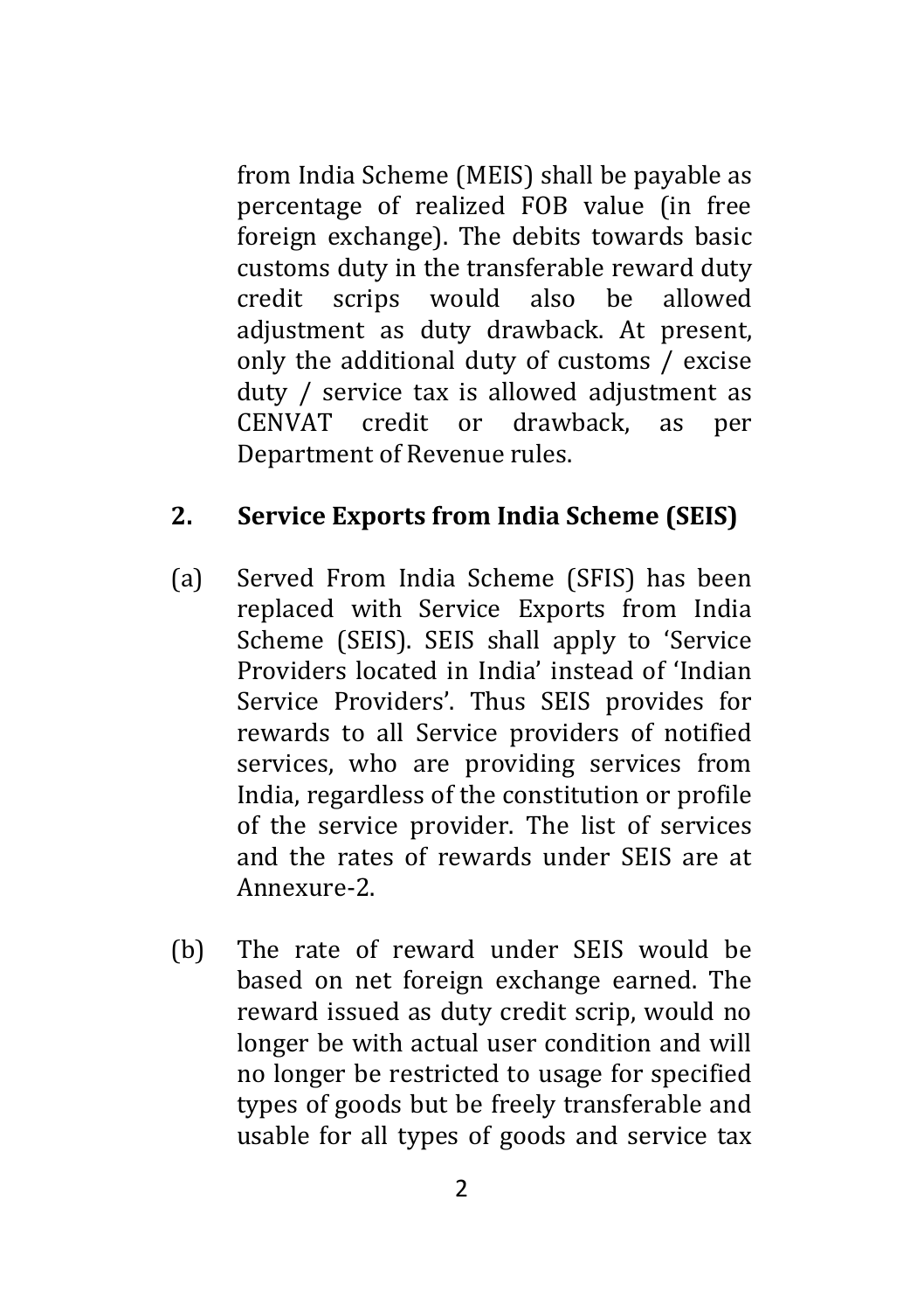from India Scheme (MEIS) shall be payable as percentage of realized FOB value (in free foreign exchange). The debits towards basic customs duty in the transferable reward duty credit scrips would also be allowed adjustment as duty drawback. At present, only the additional duty of customs / excise duty / service tax is allowed adjustment as CENVAT credit or drawback, as per Department of Revenue rules.

## 2. Service Exports from India Scheme (SEIS)

(a) Served From India Scheme (SFIS) has been replaced with Service Exports from India Scheme (SEIS). SEIS shall apply to 'Service Providers located in India' instead of 'Indian Service Providers'. Thus SEIS provides for rewards to all Service providers of notified services, who are providing services from India, regardless of the constitution or profile of the service provider. The list of services and the rates of rewards under SEIS are at Annexure-2.

(b) The rate of reward under SEIS would be based on net foreign exchange earned. The reward issued as duty credit scrip, would no longer be with actual user condition and will no longer be restricted to usage for specified types of goods but be freely transferable and usable for all types of goods and service tax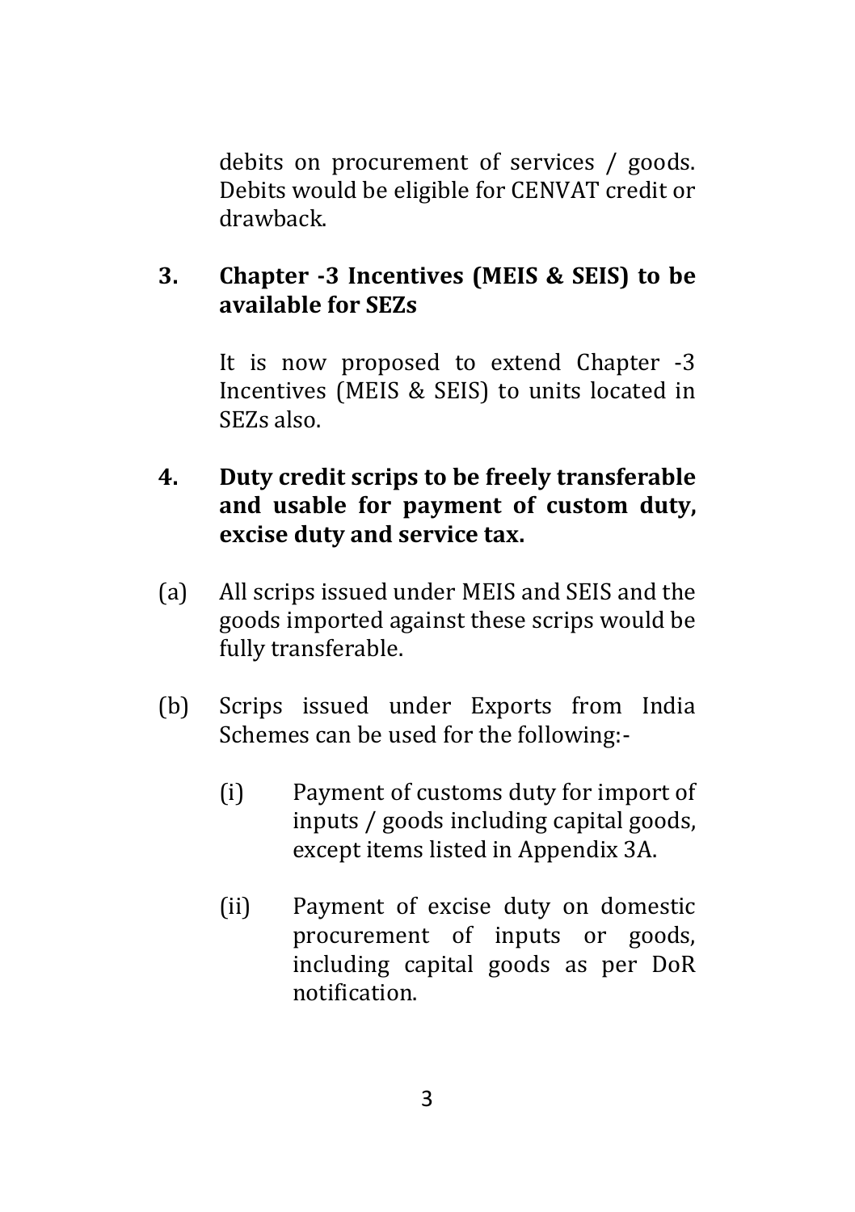debits on procurement of services / goods. Debits would be eligible for CENVAT credit or drawback.

**3. Chapter -3 Incentives (MEIS & SEIS) to be available for SEZs**

It is now proposed to extend Chapter -3 Incentives (MEIS & SEIS) to units located in SEZs also.

**4. Duty credit scrips to be freely transferable and usable for payment of custom duty, excise duty and service tax.**

(a) All scrips issued under MEIS and SEIS and the goods imported against these scrips would be fully transferable.

(b) Scrips issued under Exports from India Schemes can be used for the following:-

- (i) Payment of customs duty for import of inputs / goods including capital goods, except items listed in Appendix 3A.

- (ii) Payment of excise duty on domestic procurement of inputs or goods, including capital goods as per DoR notification.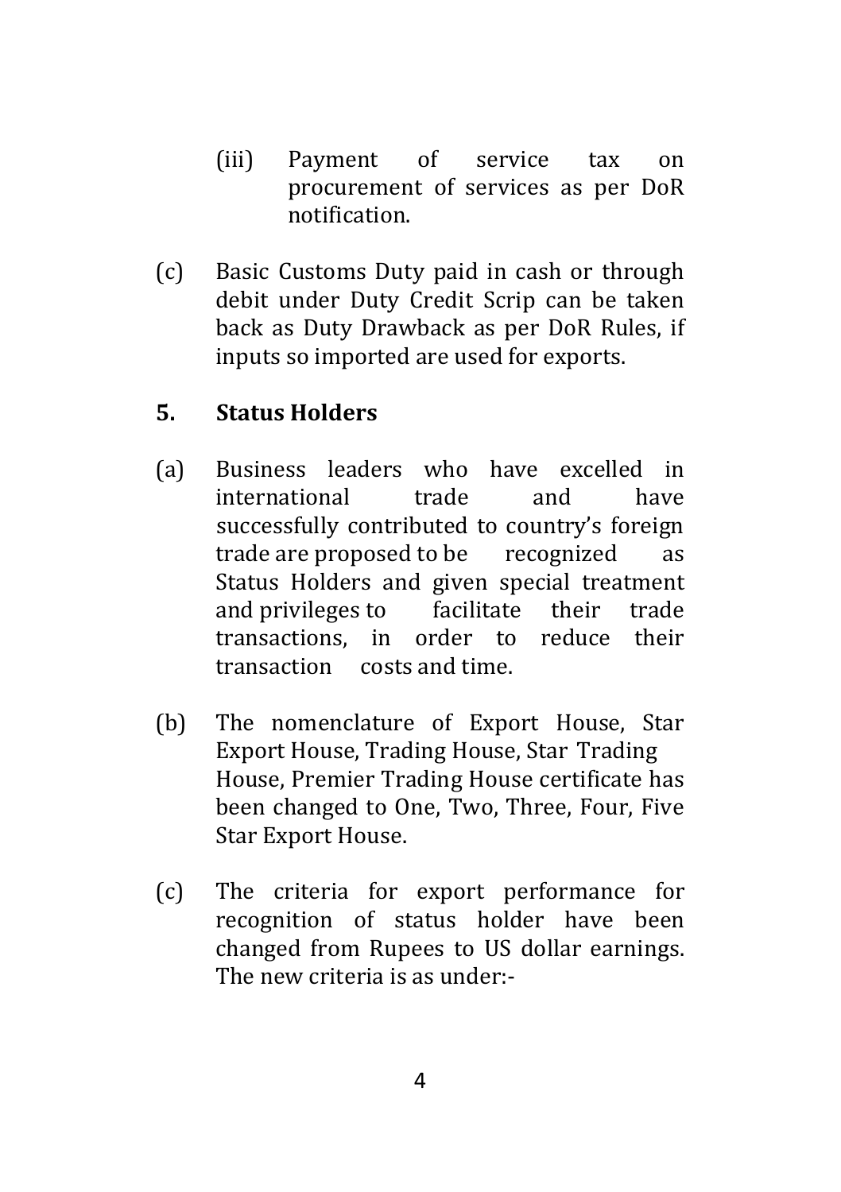(iii) Payment of service tax on procurement of services as per DoR notification.

(c) Basic Customs Duty paid in cash or through debit under Duty Credit Scrip can be taken back as Duty Drawback as per DoR Rules, if inputs so imported are used for exports.

## 5. Status Holders

(a) Business leaders who have excelled in international trade and have successfully contributed to country's foreign trade are proposed to be recognized as Status Holders and given special treatment and privileges to facilitate their trade transactions, in order to reduce their transaction costs and time.

(b) The nomenclature of Export House, Star Export House, Trading House, Star Trading House, Premier Trading House certificate has been changed to One, Two, Three, Four, Five Star Export House.

(c) The criteria for export performance for recognition of status holder have been changed from Rupees to US dollar earnings. The new criteria is as under:-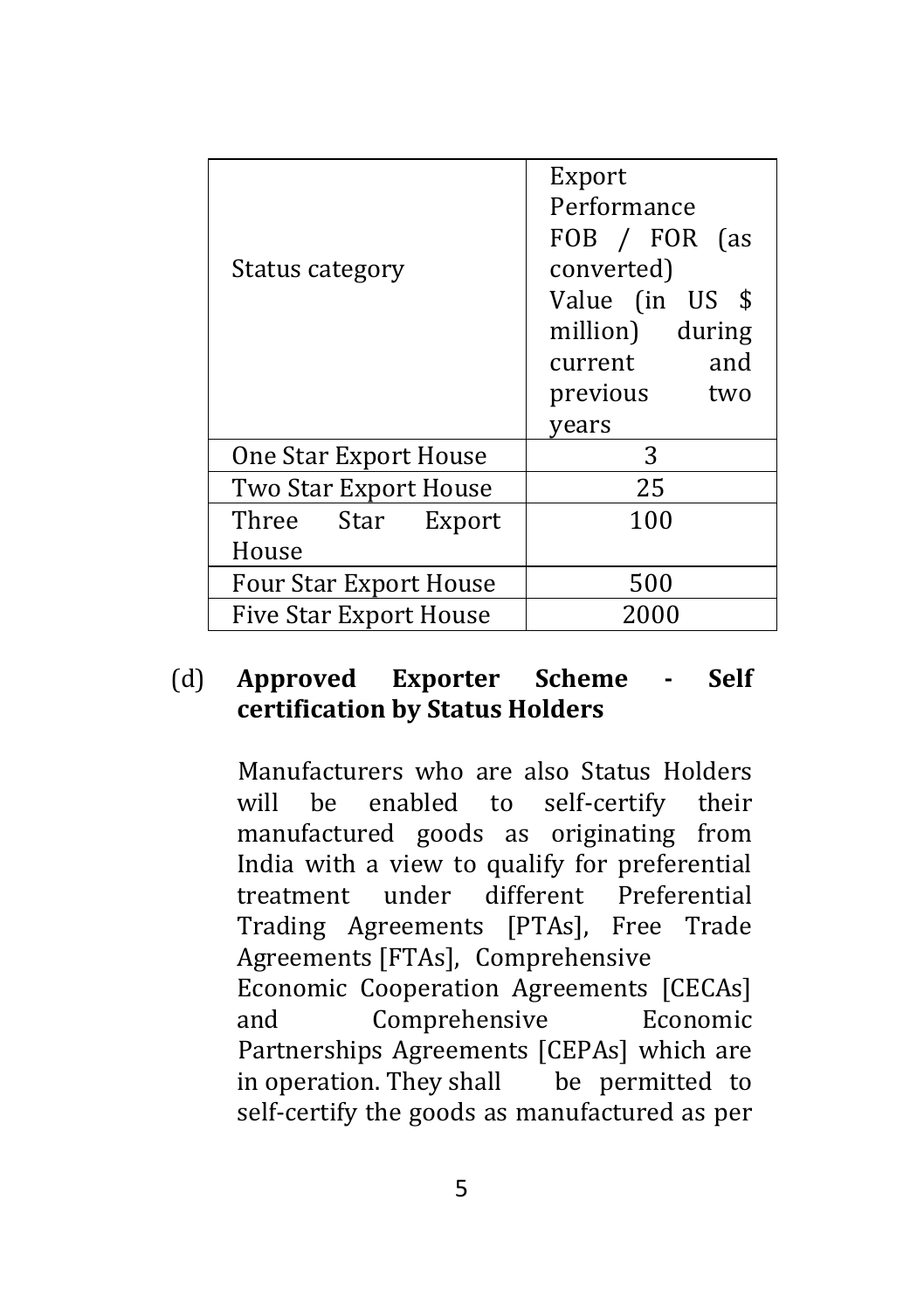| Status category | Export Performance FOB / FOR (as converted) Value (in US $ million) during current and previous two years |
|---|---|
| One Star Export House | 3 |
| Two Star Export House | 25 |
| Three Star Export House | 100 |
| Four Star Export House | 500 |
| Five Star Export House | 2000 |

(d) **Approved Exporter Scheme - Self certification by Status Holders**

Manufacturers who are also Status Holders will be enabled to self-certify their manufactured goods as originating from India with a view to qualify for preferential treatment under different Preferential Trading Agreements [PTAs], Free Trade Agreements [FTAs], Comprehensive Economic Cooperation Agreements [CECAs] and Comprehensive Economic Partnerships Agreements [CEPAs] which are in operation. They shall be permitted to self-certify the goods as manufactured as per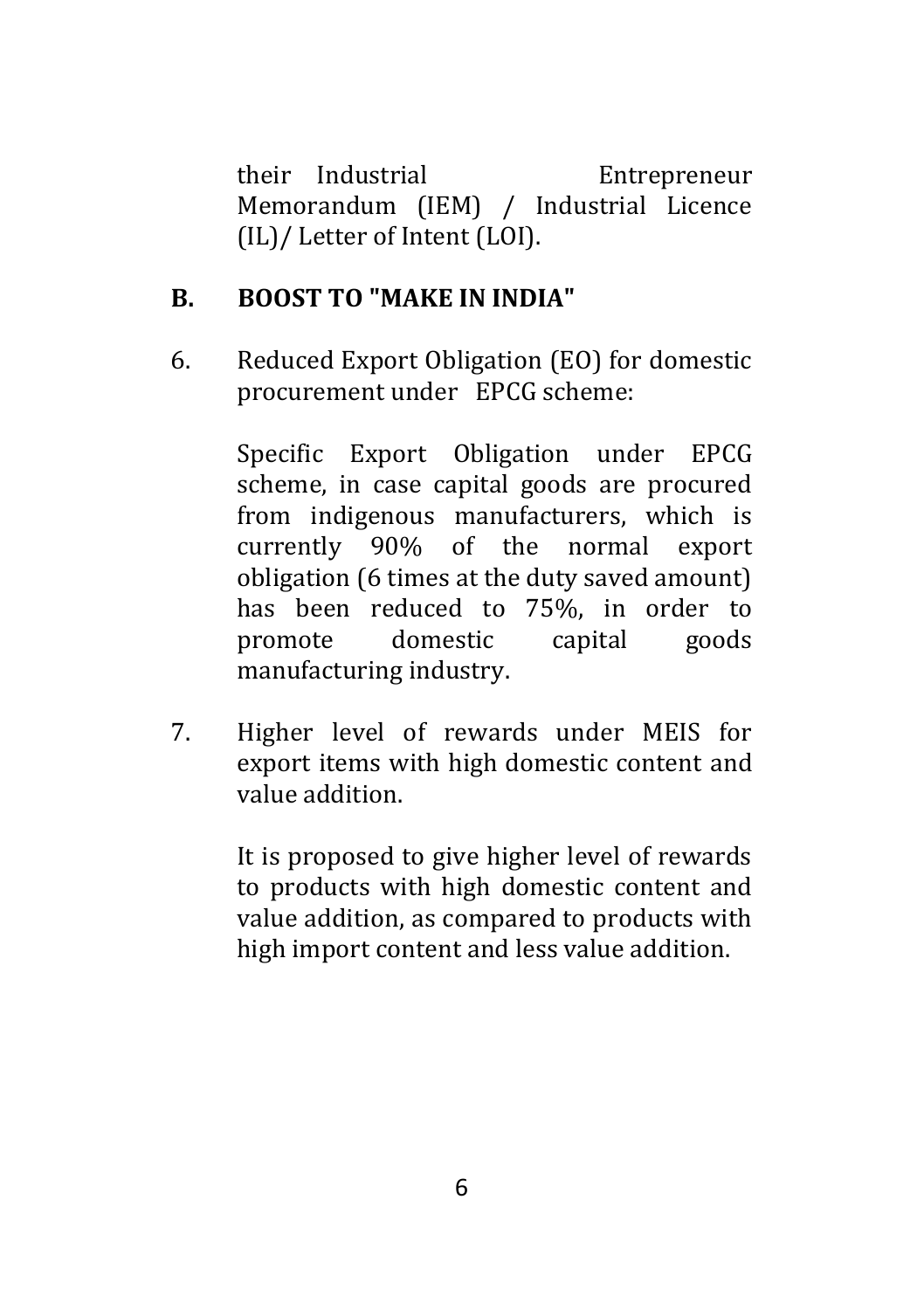their Industrial Entrepreneur Memorandum (IEM) / Industrial Licence (IL)/ Letter of Intent (LOI).

## B. BOOST TO "MAKE IN INDIA"

6. Reduced Export Obligation (EO) for domestic procurement under EPCG scheme:

   Specific Export Obligation under EPCG scheme, in case capital goods are procured from indigenous manufacturers, which is currently 90% of the normal export obligation (6 times at the duty saved amount) has been reduced to 75%, in order to promote domestic capital goods manufacturing industry.

7. Higher level of rewards under MEIS for export items with high domestic content and value addition.

   It is proposed to give higher level of rewards to products with high domestic content and value addition, as compared to products with high import content and less value addition.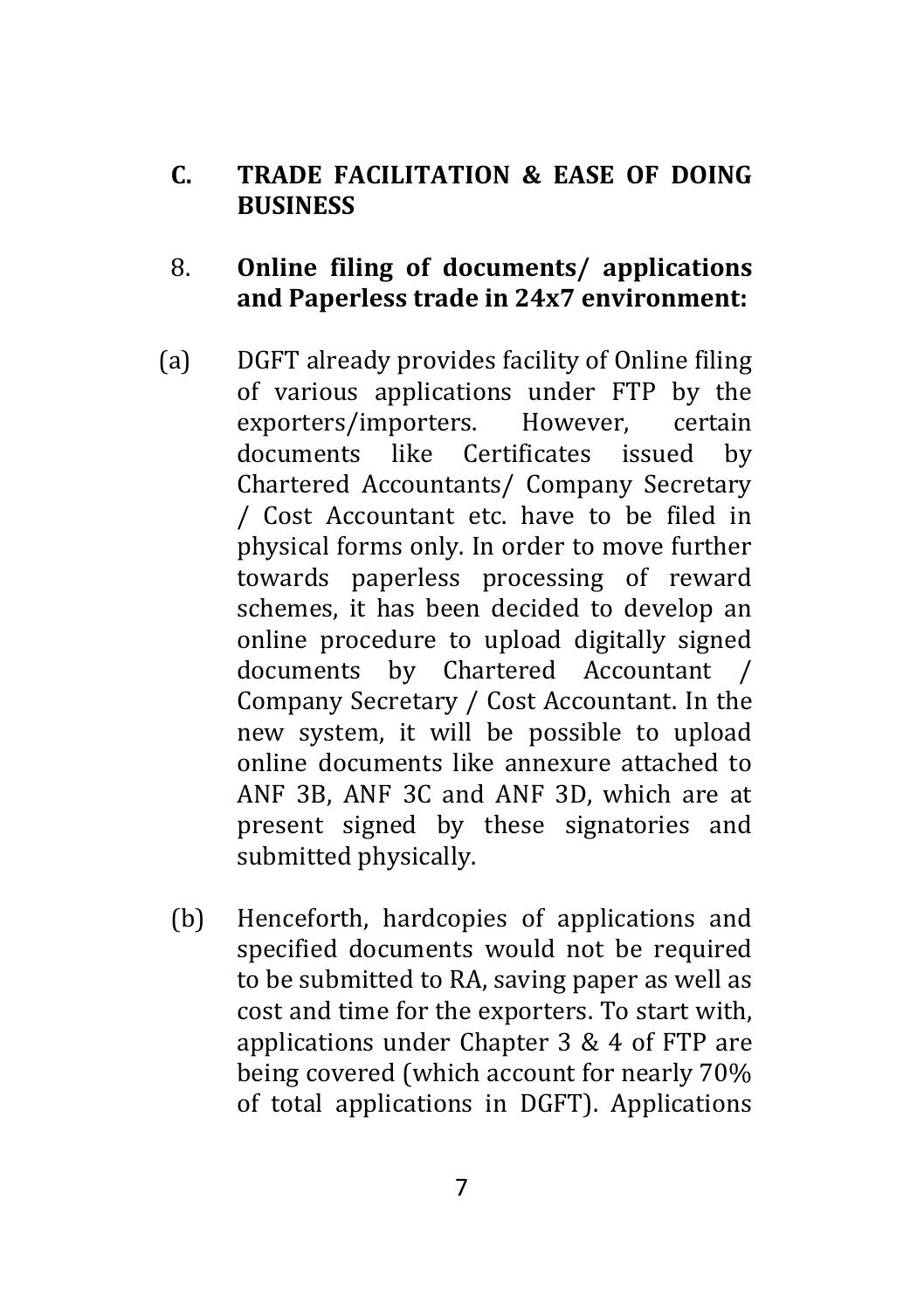## C. TRADE FACILITATION & EASE OF DOING BUSINESS

### 8. Online filing of documents/ applications and Paperless trade in 24x7 environment:

(a) DGFT already provides facility of Online filing of various applications under FTP by the exporters/importers. However, certain documents like Certificates issued by Chartered Accountants/ Company Secretary / Cost Accountant etc. have to be filed in physical forms only. In order to move further towards paperless processing of reward schemes, it has been decided to develop an online procedure to upload digitally signed documents by Chartered Accountant / Company Secretary / Cost Accountant. In the new system, it will be possible to upload online documents like annexure attached to ANF 3B, ANF 3C and ANF 3D, which are at present signed by these signatories and submitted physically.

(b) Henceforth, hardcopies of applications and specified documents would not be required to be submitted to RA, saving paper as well as cost and time for the exporters. To start with, applications under Chapter 3 & 4 of FTP are being covered (which account for nearly 70% of total applications in DGFT). Applications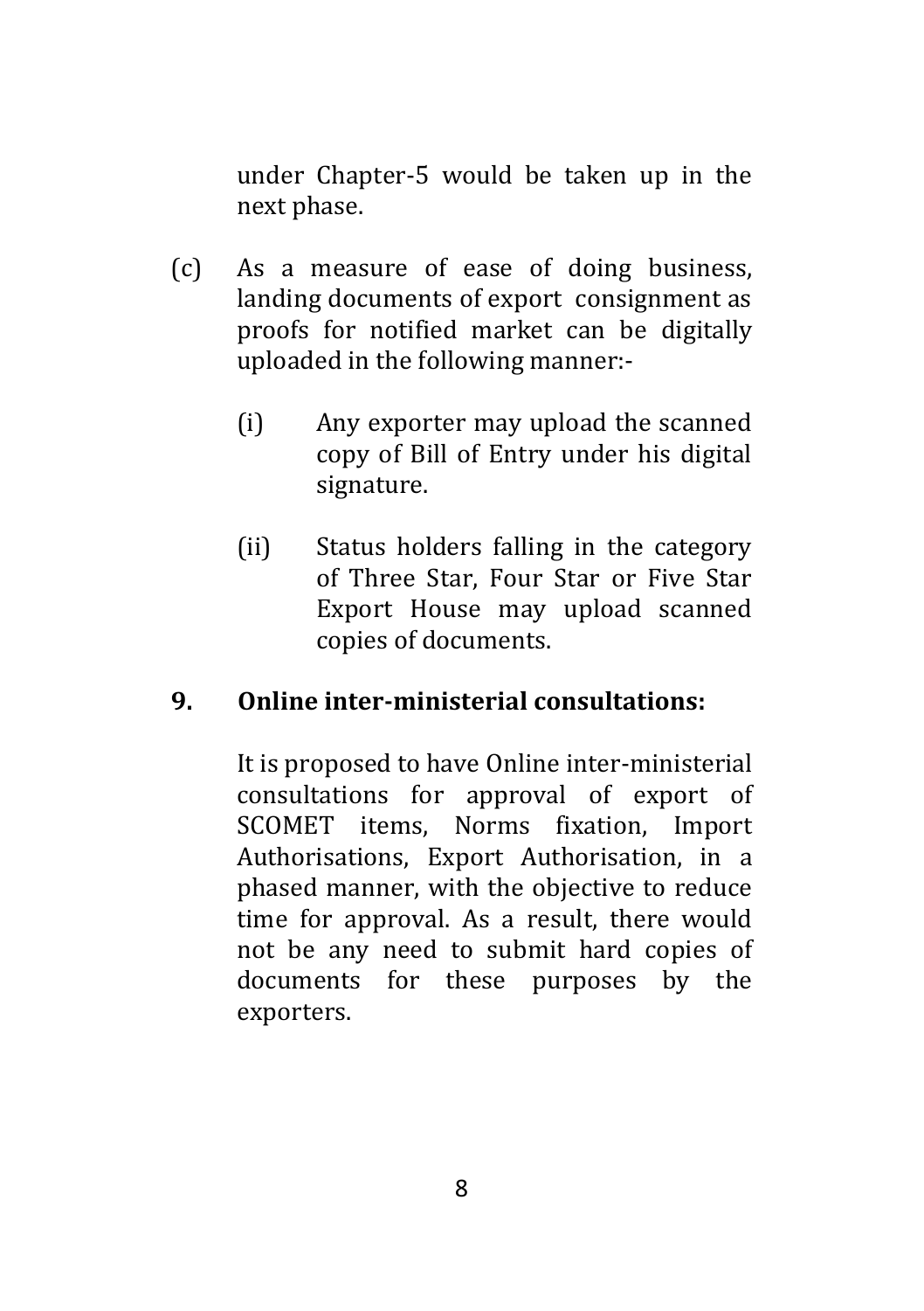under Chapter-5 would be taken up in the next phase.

(c) As a measure of ease of doing business, landing documents of export consignment as proofs for notified market can be digitally uploaded in the following manner:-

   (i) Any exporter may upload the scanned copy of Bill of Entry under his digital signature.

   (ii) Status holders falling in the category of Three Star, Four Star or Five Star Export House may upload scanned copies of documents.

**9. Online inter-ministerial consultations:**

It is proposed to have Online inter-ministerial consultations for approval of export of SCOMET items, Norms fixation, Import Authorisations, Export Authorisation, in a phased manner, with the objective to reduce time for approval. As a result, there would not be any need to submit hard copies of documents for these purposes by the exporters.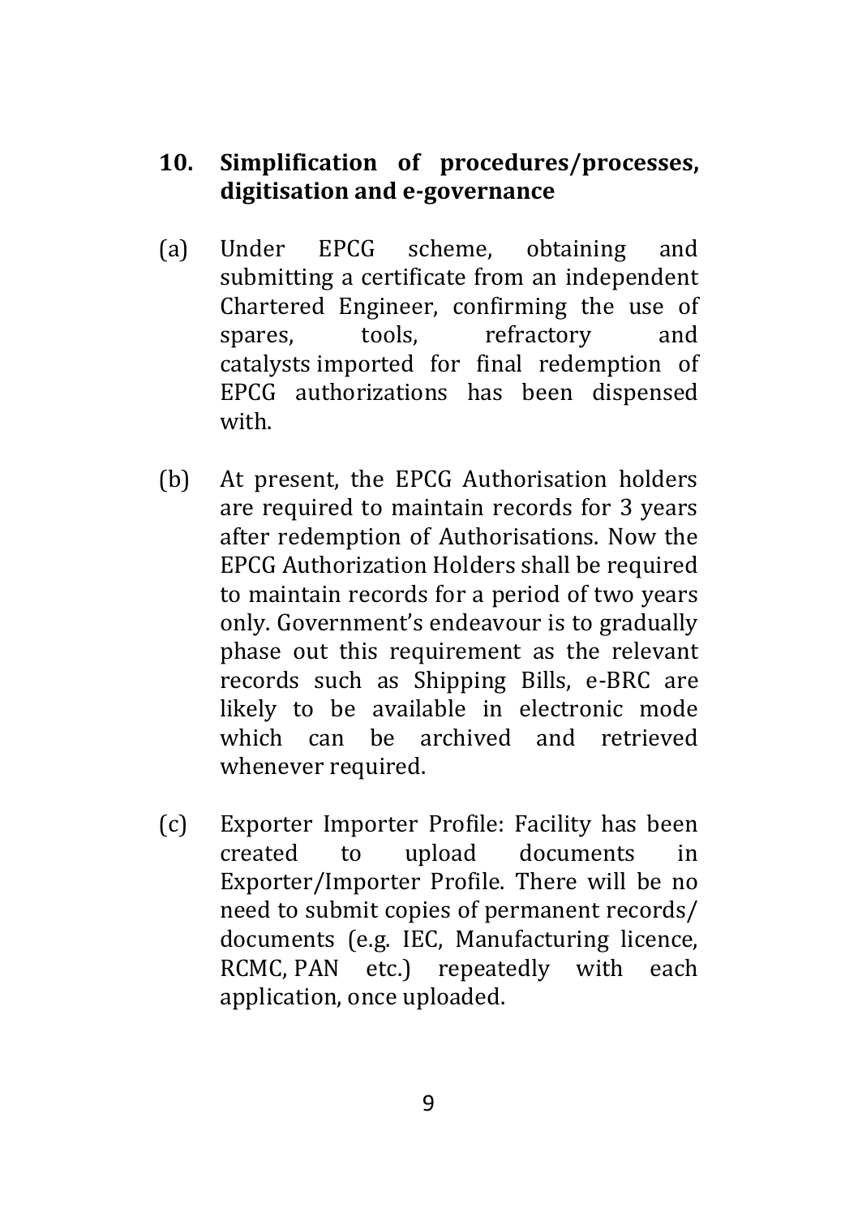## 10. Simplification of procedures/processes, digitisation and e-governance

(a) Under EPCG scheme, obtaining and submitting a certificate from an independent Chartered Engineer, confirming the use of spares, tools, refractory and catalysts imported for final redemption of EPCG authorizations has been dispensed with.

(b) At present, the EPCG Authorisation holders are required to maintain records for 3 years after redemption of Authorisations. Now the EPCG Authorization Holders shall be required to maintain records for a period of two years only. Government's endeavour is to gradually phase out this requirement as the relevant records such as Shipping Bills, e-BRC are likely to be available in electronic mode which can be archived and retrieved whenever required.

(c) Exporter Importer Profile: Facility has been created to upload documents in Exporter/Importer Profile. There will be no need to submit copies of permanent records/ documents (e.g. IEC, Manufacturing licence, RCMC, PAN etc.) repeatedly with each application, once uploaded.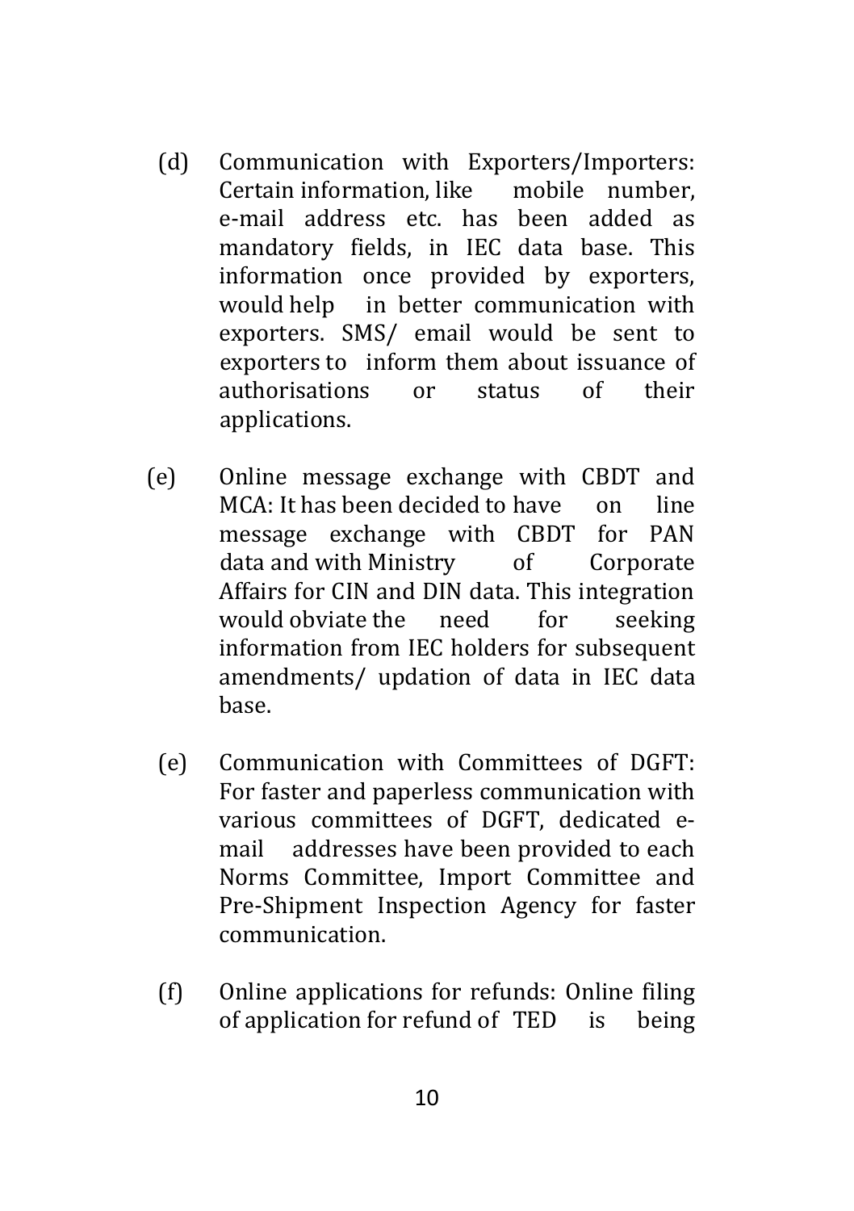(d) Communication with Exporters/Importers: Certain information, like mobile number, e-mail address etc. has been added as mandatory fields, in IEC data base. This information once provided by exporters, would help in better communication with exporters. SMS/ email would be sent to exporters to inform them about issuance of authorisations or status of their applications.

(e) Online message exchange with CBDT and MCA: It has been decided to have on line message exchange with CBDT for PAN data and with Ministry of Corporate Affairs for CIN and DIN data. This integration would obviate the need for seeking information from IEC holders for subsequent amendments/ updation of data in IEC data base.

(e) Communication with Committees of DGFT: For faster and paperless communication with various committees of DGFT, dedicated e-mail addresses have been provided to each Norms Committee, Import Committee and Pre-Shipment Inspection Agency for faster communication.

(f) Online applications for refunds: Online filing of application for refund of TED is being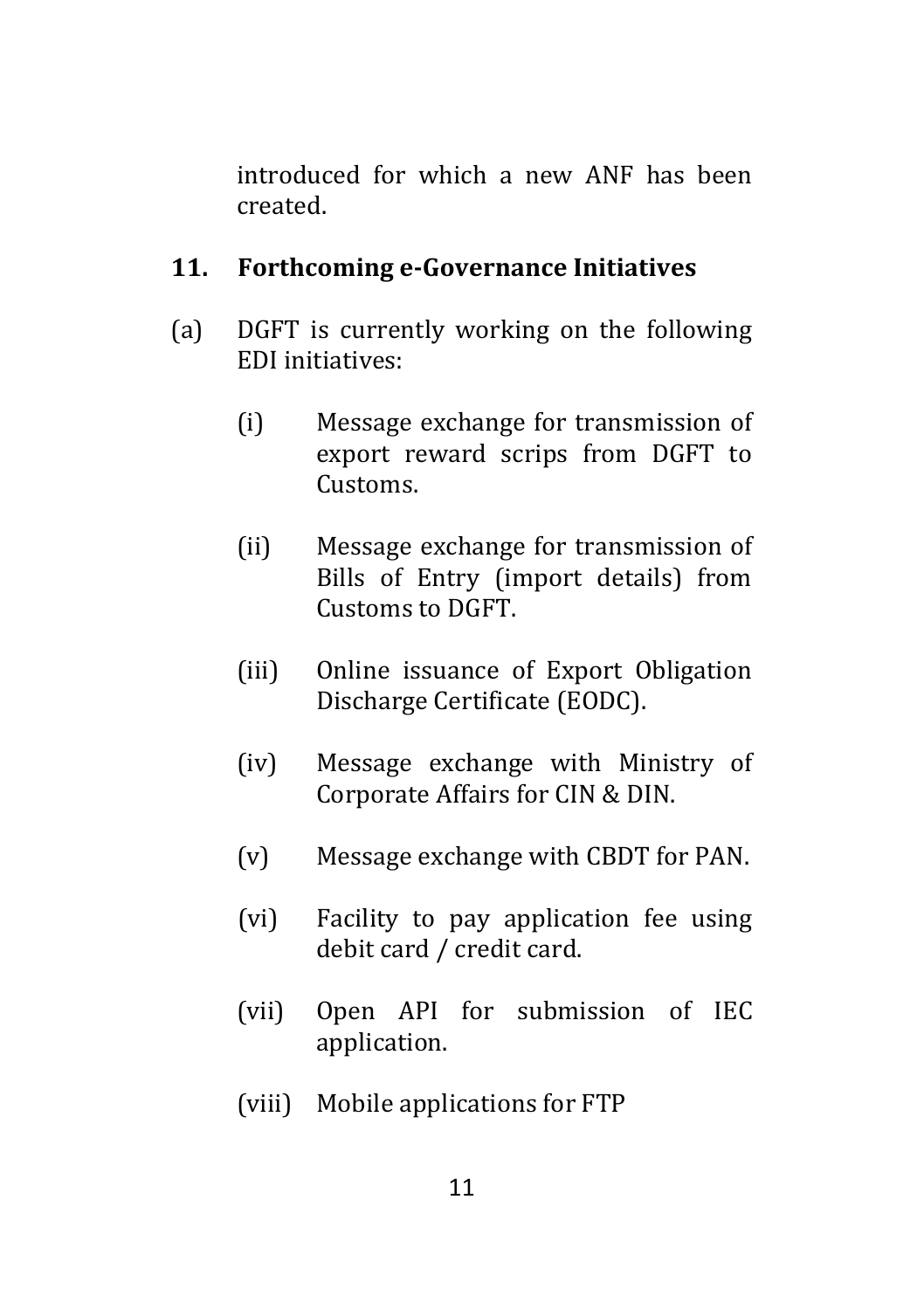introduced for which a new ANF has been created.

## 11. Forthcoming e-Governance Initiatives

(a) DGFT is currently working on the following EDI initiatives:

- (i) Message exchange for transmission of export reward scrips from DGFT to Customs.
- (ii) Message exchange for transmission of Bills of Entry (import details) from Customs to DGFT.
- (iii) Online issuance of Export Obligation Discharge Certificate (EODC).
- (iv) Message exchange with Ministry of Corporate Affairs for CIN & DIN.
- (v) Message exchange with CBDT for PAN.
- (vi) Facility to pay application fee using debit card / credit card.
- (vii) Open API for submission of IEC application.
- (viii) Mobile applications for FTP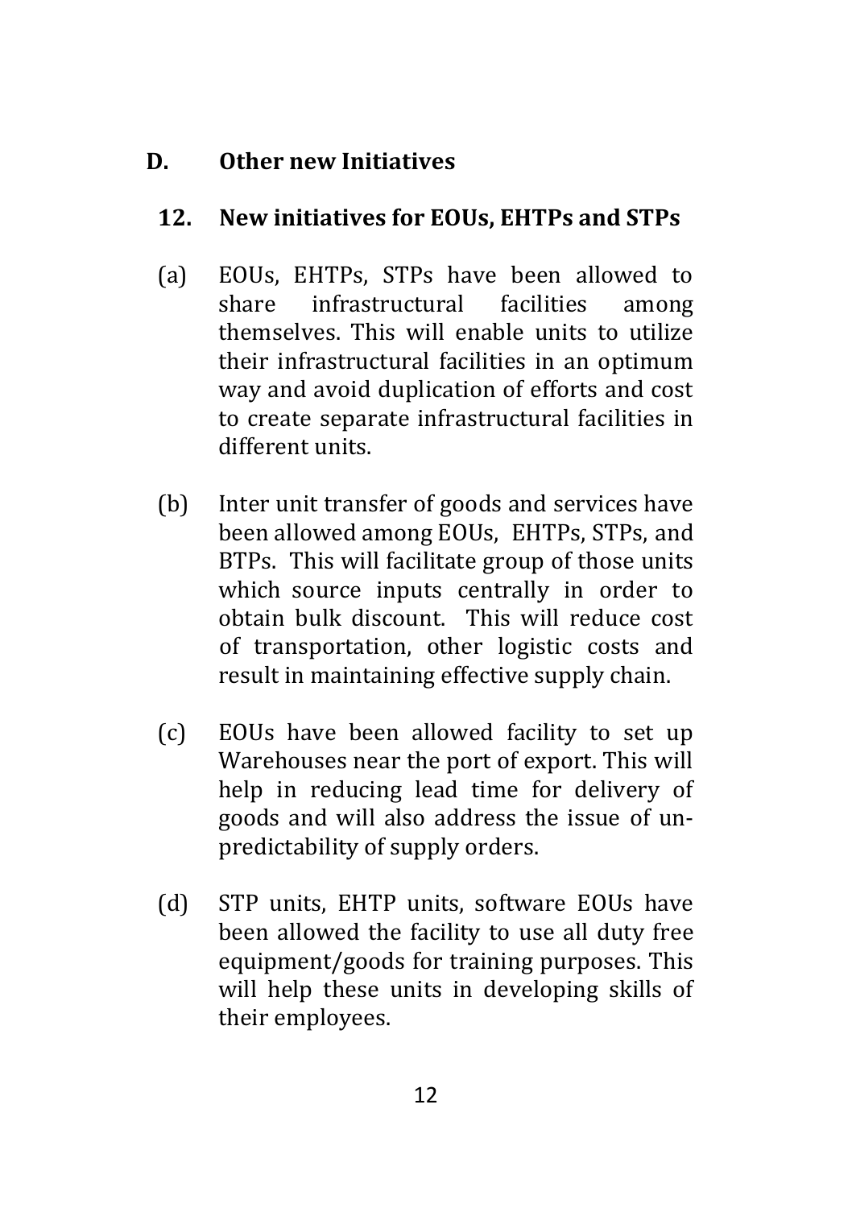## D. Other new Initiatives

### 12. New initiatives for EOUs, EHTPs and STPs

(a) EOUs, EHTPs, STPs have been allowed to share infrastructural facilities among themselves. This will enable units to utilize their infrastructural facilities in an optimum way and avoid duplication of efforts and cost to create separate infrastructural facilities in different units.

(b) Inter unit transfer of goods and services have been allowed among EOUs, EHTPs, STPs, and BTPs. This will facilitate group of those units which source inputs centrally in order to obtain bulk discount. This will reduce cost of transportation, other logistic costs and result in maintaining effective supply chain.

(c) EOUs have been allowed facility to set up Warehouses near the port of export. This will help in reducing lead time for delivery of goods and will also address the issue of un-predictability of supply orders.

(d) STP units, EHTP units, software EOUs have been allowed the facility to use all duty free equipment/goods for training purposes. This will help these units in developing skills of their employees.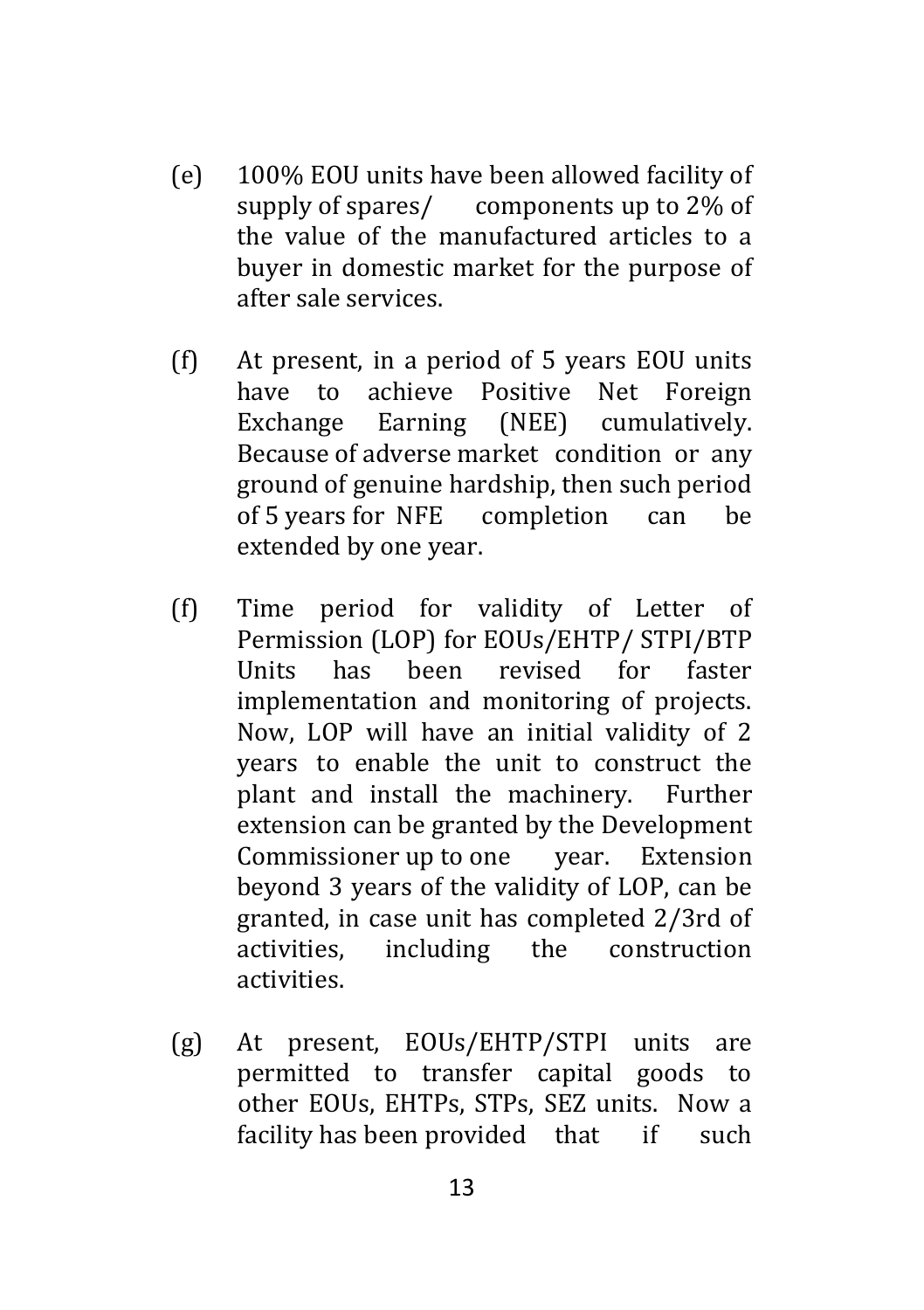(e) 100% EOU units have been allowed facility of supply of spares/ components up to 2% of the value of the manufactured articles to a buyer in domestic market for the purpose of after sale services.

(f) At present, in a period of 5 years EOU units have to achieve Positive Net Foreign Exchange Earning (NEE) cumulatively. Because of adverse market condition or any ground of genuine hardship, then such period of 5 years for NFE completion can be extended by one year.

(f) Time period for validity of Letter of Permission (LOP) for EOUs/EHTP/ STPI/BTP Units has been revised for faster implementation and monitoring of projects. Now, LOP will have an initial validity of 2 years to enable the unit to construct the plant and install the machinery. Further extension can be granted by the Development Commissioner up to one year. Extension beyond 3 years of the validity of LOP, can be granted, in case unit has completed 2/3rd of activities, including the construction activities.

(g) At present, EOUs/EHTP/STPI units are permitted to transfer capital goods to other EOUs, EHTPs, STPs, SEZ units. Now a facility has been provided that if such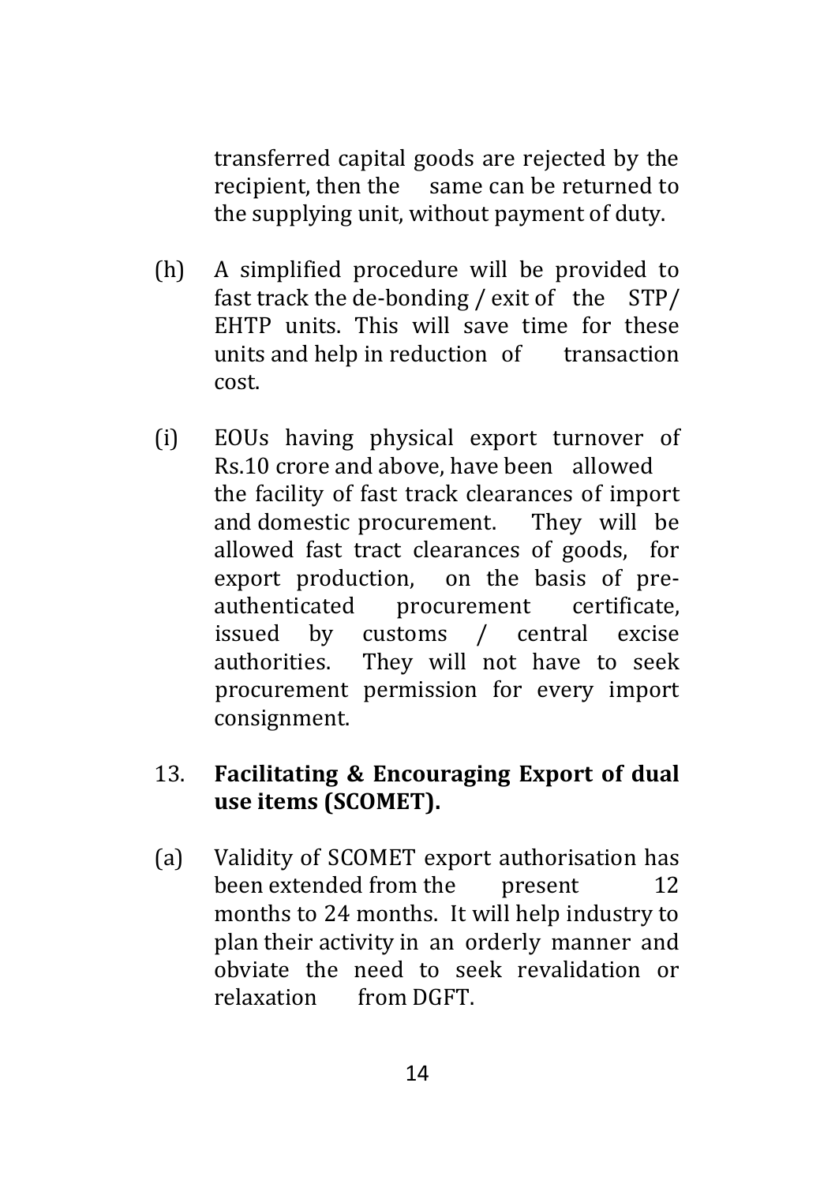transferred capital goods are rejected by the recipient, then the same can be returned to the supplying unit, without payment of duty.

(h) A simplified procedure will be provided to fast track the de-bonding / exit of the STP/ EHTP units. This will save time for these units and help in reduction of transaction cost.

(i) EOUs having physical export turnover of Rs.10 crore and above, have been allowed the facility of fast track clearances of import and domestic procurement. They will be allowed fast tract clearances of goods, for export production, on the basis of pre-authenticated procurement certificate, issued by customs / central excise authorities. They will not have to seek procurement permission for every import consignment.

## 13. Facilitating & Encouraging Export of dual use items (SCOMET).

(a) Validity of SCOMET export authorisation has been extended from the present 12 months to 24 months. It will help industry to plan their activity in an orderly manner and obviate the need to seek revalidation or relaxation from DGFT.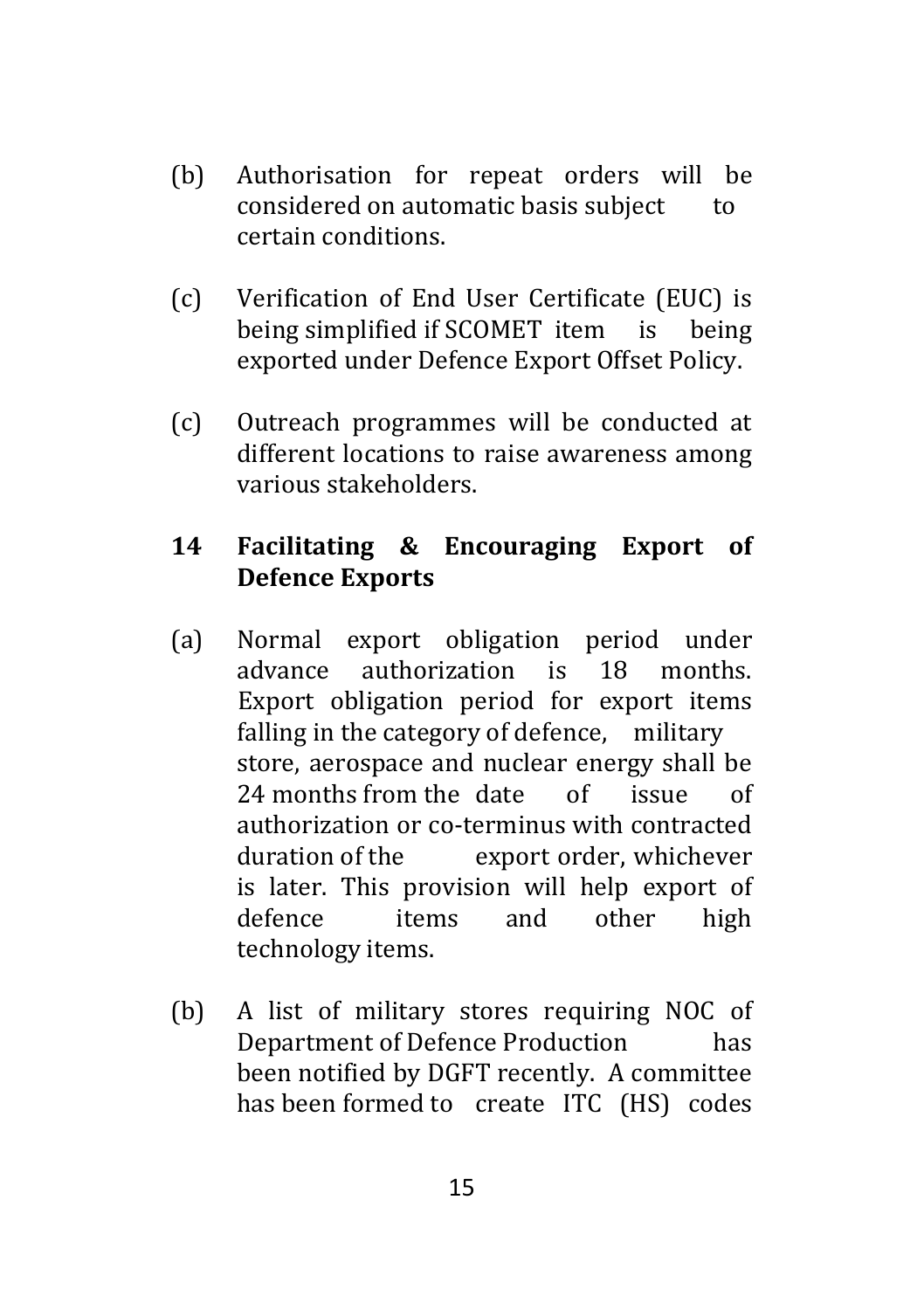(b) Authorisation for repeat orders will be considered on automatic basis subject to certain conditions.

(c) Verification of End User Certificate (EUC) is being simplified if SCOMET item is being exported under Defence Export Offset Policy.

(c) Outreach programmes will be conducted at different locations to raise awareness among various stakeholders.

## 14 Facilitating & Encouraging Export of Defence Exports

(a) Normal export obligation period under advance authorization is 18 months. Export obligation period for export items falling in the category of defence, military store, aerospace and nuclear energy shall be 24 months from the date of issue of authorization or co-terminus with contracted duration of the export order, whichever is later. This provision will help export of defence items and other high technology items.

(b) A list of military stores requiring NOC of Department of Defence Production has been notified by DGFT recently. A committee has been formed to create ITC (HS) codes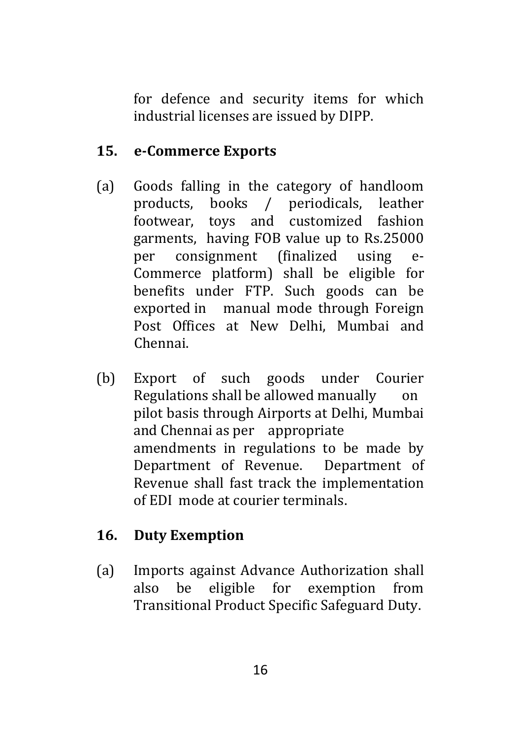for defence and security items for which industrial licenses are issued by DIPP.

## 15. e-Commerce Exports

(a) Goods falling in the category of handloom products, books / periodicals, leather footwear, toys and customized fashion garments, having FOB value up to Rs.25000 per consignment (finalized using e-Commerce platform) shall be eligible for benefits under FTP. Such goods can be exported in manual mode through Foreign Post Offices at New Delhi, Mumbai and Chennai.

(b) Export of such goods under Courier Regulations shall be allowed manually on pilot basis through Airports at Delhi, Mumbai and Chennai as per appropriate amendments in regulations to be made by Department of Revenue. Department of Revenue shall fast track the implementation of EDI mode at courier terminals.

## 16. Duty Exemption

(a) Imports against Advance Authorization shall also be eligible for exemption from Transitional Product Specific Safeguard Duty.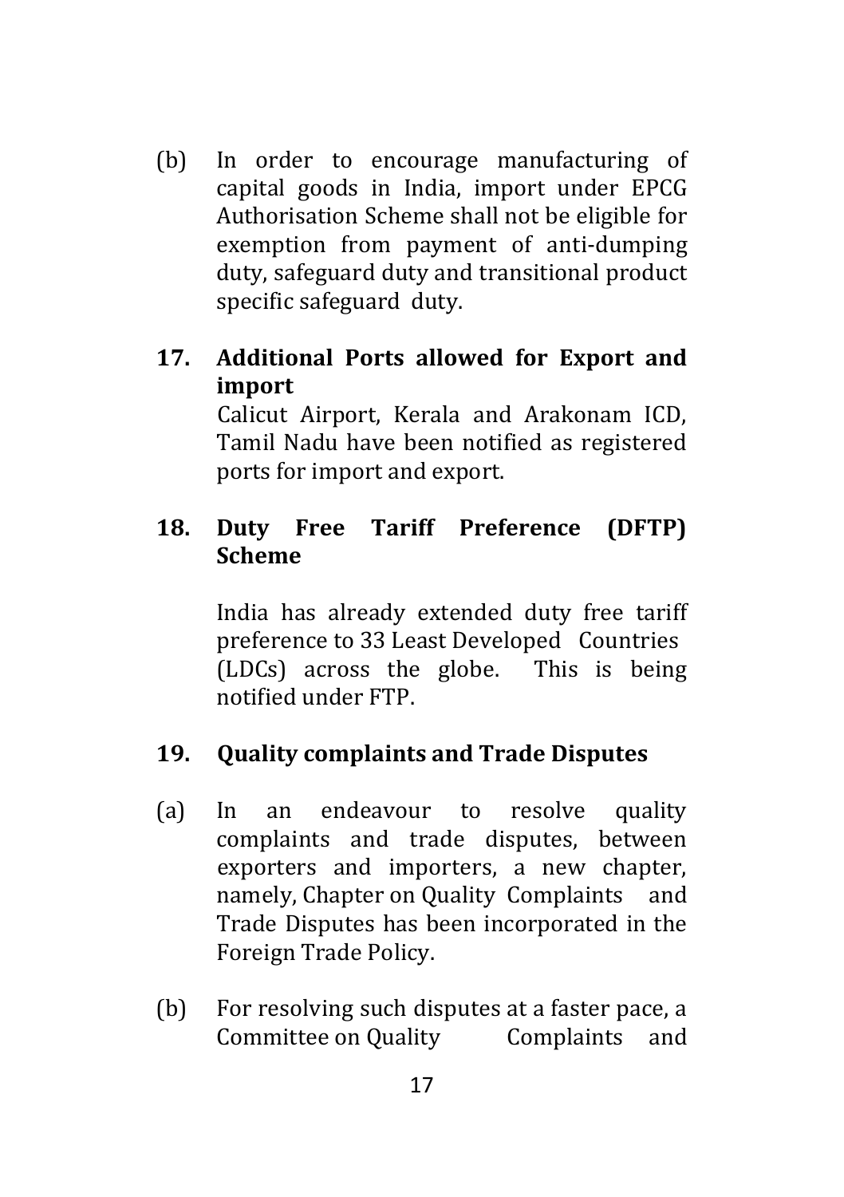(b) In order to encourage manufacturing of capital goods in India, import under EPCG Authorisation Scheme shall not be eligible for exemption from payment of anti-dumping duty, safeguard duty and transitional product specific safeguard duty.

**17. Additional Ports allowed for Export and import**

Calicut Airport, Kerala and Arakonam ICD, Tamil Nadu have been notified as registered ports for import and export.

**18. Duty Free Tariff Preference (DFTP) Scheme**

India has already extended duty free tariff preference to 33 Least Developed Countries (LDCs) across the globe. This is being notified under FTP.

**19. Quality complaints and Trade Disputes**

(a) In an endeavour to resolve quality complaints and trade disputes, between exporters and importers, a new chapter, namely, Chapter on Quality Complaints and Trade Disputes has been incorporated in the Foreign Trade Policy.

(b) For resolving such disputes at a faster pace, a Committee on Quality Complaints and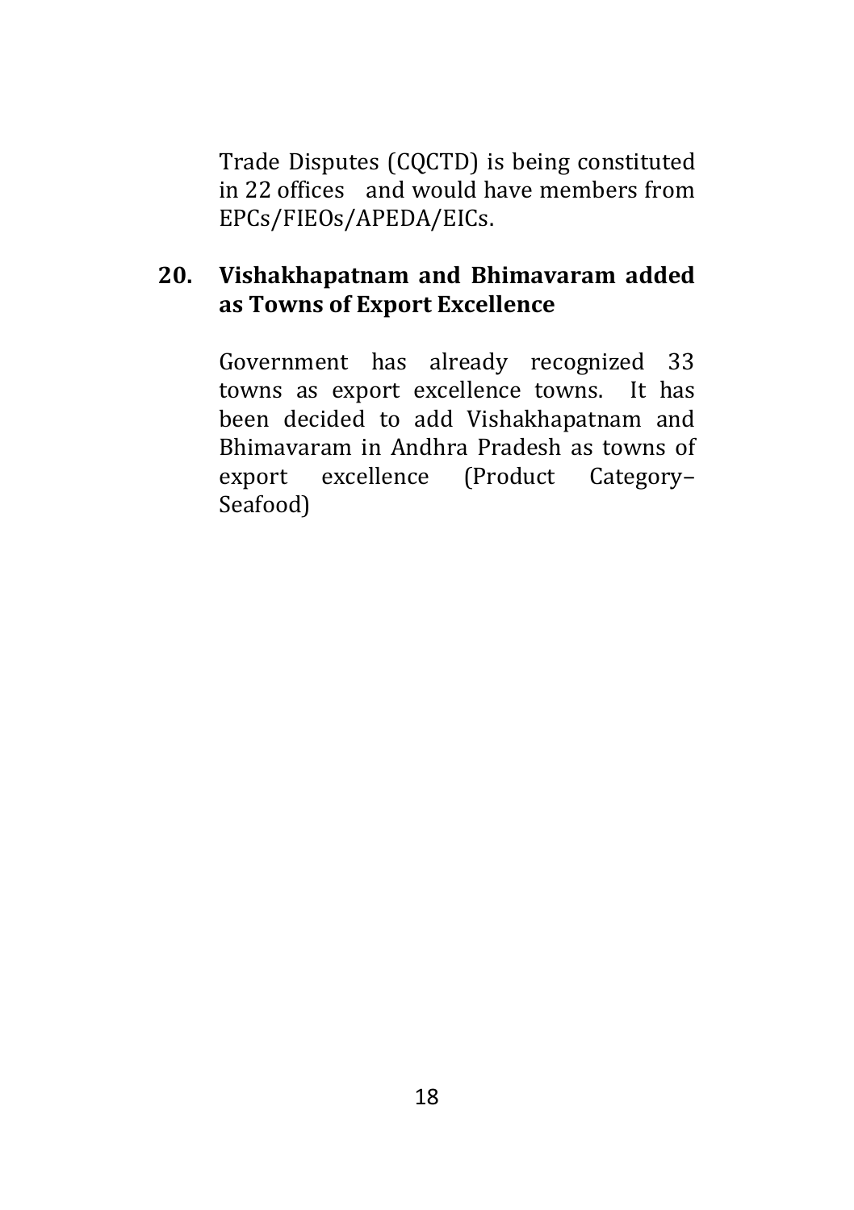Trade Disputes (CQCTD) is being constituted in 22 offices and would have members from EPCs/FIEOs/APEDA/EICs.

**20. Vishakhapatnam and Bhimavaram added as Towns of Export Excellence**

Government has already recognized 33 towns as export excellence towns. It has been decided to add Vishakhapatnam and Bhimavaram in Andhra Pradesh as towns of export excellence (Product Category– Seafood)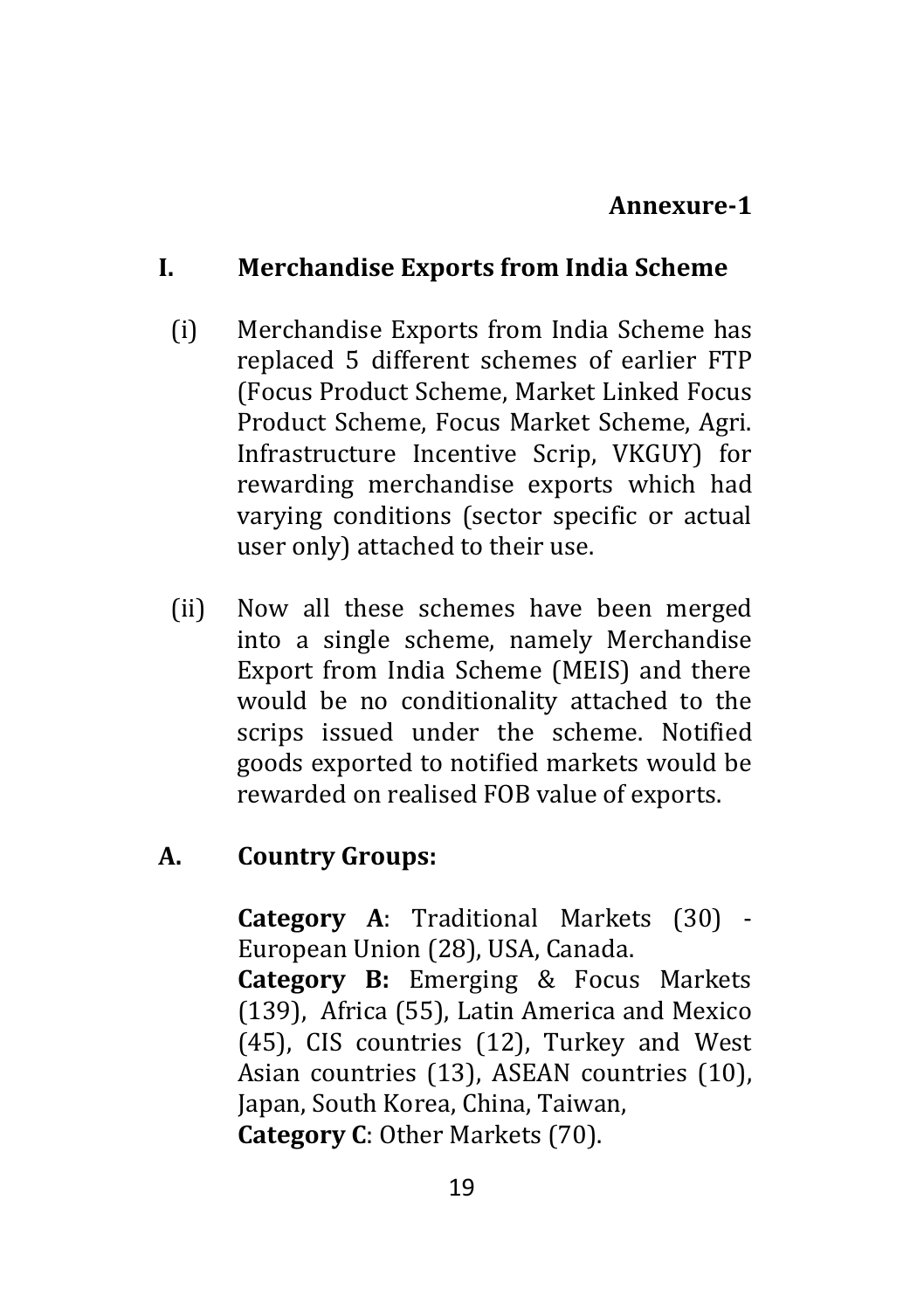**Annexure-1**

## I. Merchandise Exports from India Scheme

(i) Merchandise Exports from India Scheme has replaced 5 different schemes of earlier FTP (Focus Product Scheme, Market Linked Focus Product Scheme, Focus Market Scheme, Agri. Infrastructure Incentive Scrip, VKGUY) for rewarding merchandise exports which had varying conditions (sector specific or actual user only) attached to their use.

(ii) Now all these schemes have been merged into a single scheme, namely Merchandise Export from India Scheme (MEIS) and there would be no conditionality attached to the scrips issued under the scheme. Notified goods exported to notified markets would be rewarded on realised FOB value of exports.

### A. Country Groups:

**Category A**: Traditional Markets (30) - European Union (28), USA, Canada.
**Category B:** Emerging & Focus Markets (139), Africa (55), Latin America and Mexico (45), CIS countries (12), Turkey and West Asian countries (13), ASEAN countries (10), Japan, South Korea, China, Taiwan,
**Category C**: Other Markets (70).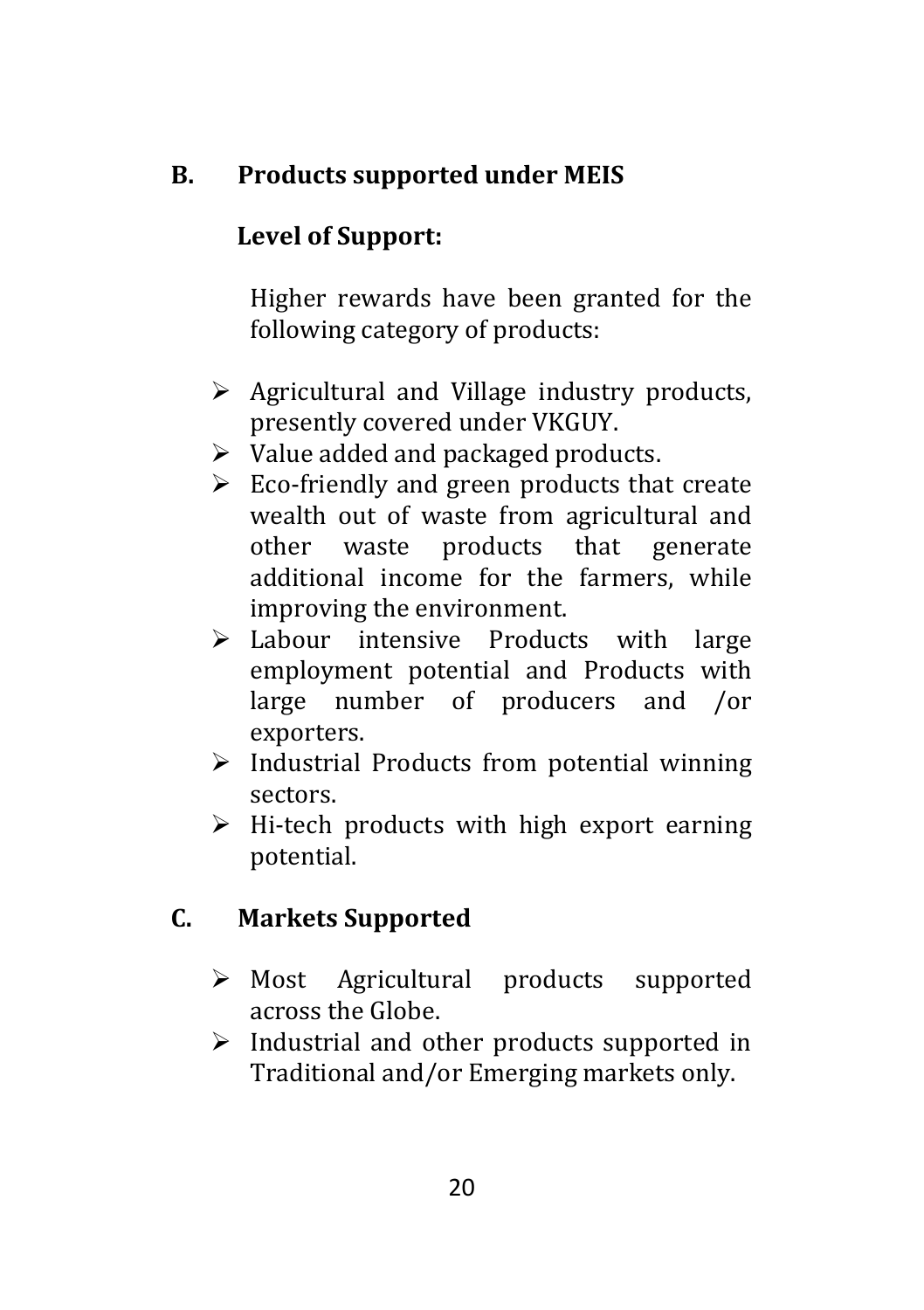## B. Products supported under MEIS

### Level of Support:

Higher rewards have been granted for the following category of products:

- Agricultural and Village industry products, presently covered under VKGUY.
- Value added and packaged products.
- Eco-friendly and green products that create wealth out of waste from agricultural and other waste products that generate additional income for the farmers, while improving the environment.
- Labour intensive Products with large employment potential and Products with large number of producers and /or exporters.
- Industrial Products from potential winning sectors.
- Hi-tech products with high export earning potential.

## C. Markets Supported

- Most Agricultural products supported across the Globe.
- Industrial and other products supported in Traditional and/or Emerging markets only.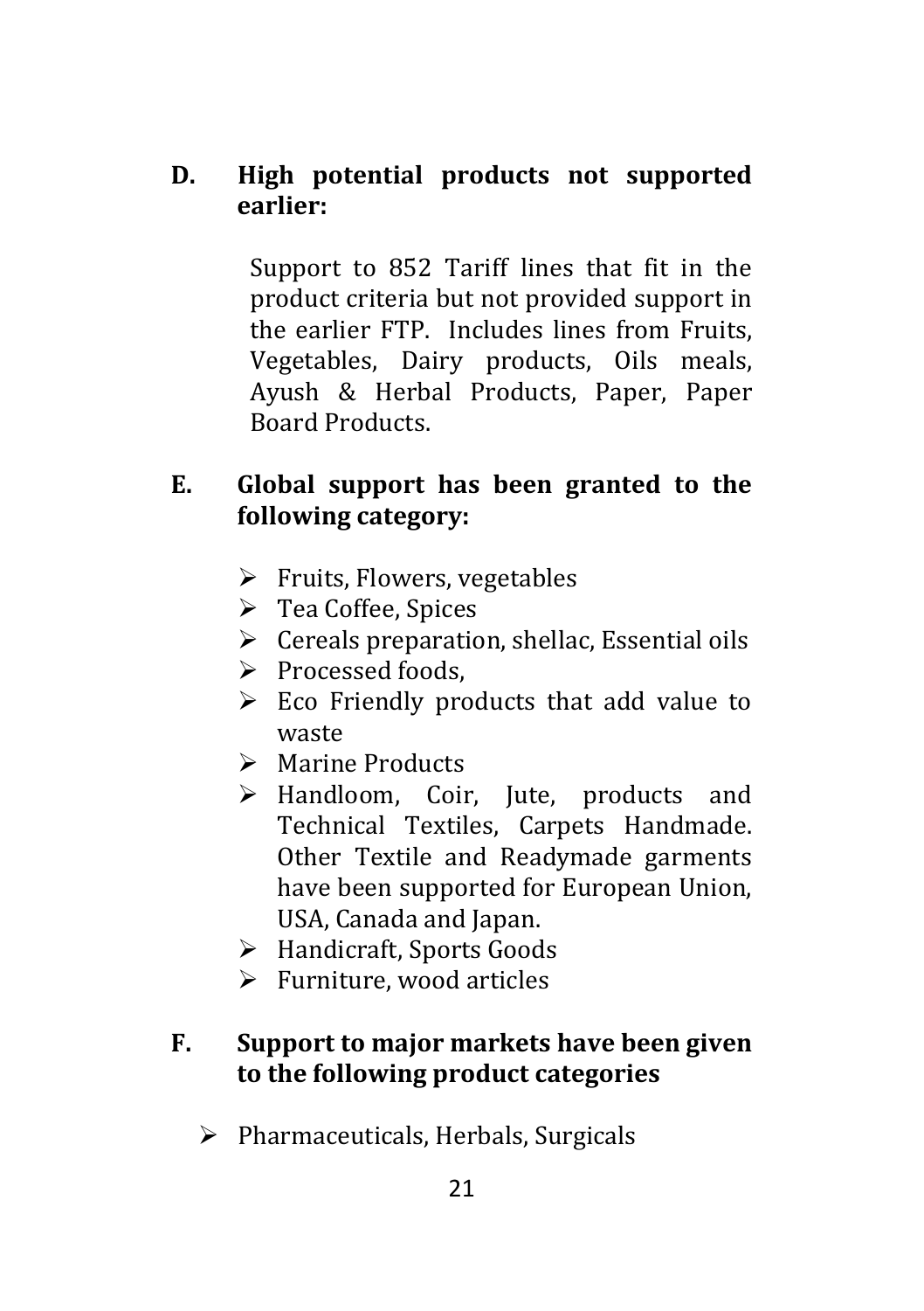**D. High potential products not supported earlier:**

Support to 852 Tariff lines that fit in the product criteria but not provided support in the earlier FTP. Includes lines from Fruits, Vegetables, Dairy products, Oils meals, Ayush & Herbal Products, Paper, Paper Board Products.

**E. Global support has been granted to the following category:**

- Fruits, Flowers, vegetables
- Tea Coffee, Spices
- Cereals preparation, shellac, Essential oils
- Processed foods,
- Eco Friendly products that add value to waste
- Marine Products
- Handloom, Coir, Jute, products and Technical Textiles, Carpets Handmade. Other Textile and Readymade garments have been supported for European Union, USA, Canada and Japan.
- Handicraft, Sports Goods
- Furniture, wood articles

**F. Support to major markets have been given to the following product categories**

- Pharmaceuticals, Herbals, Surgicals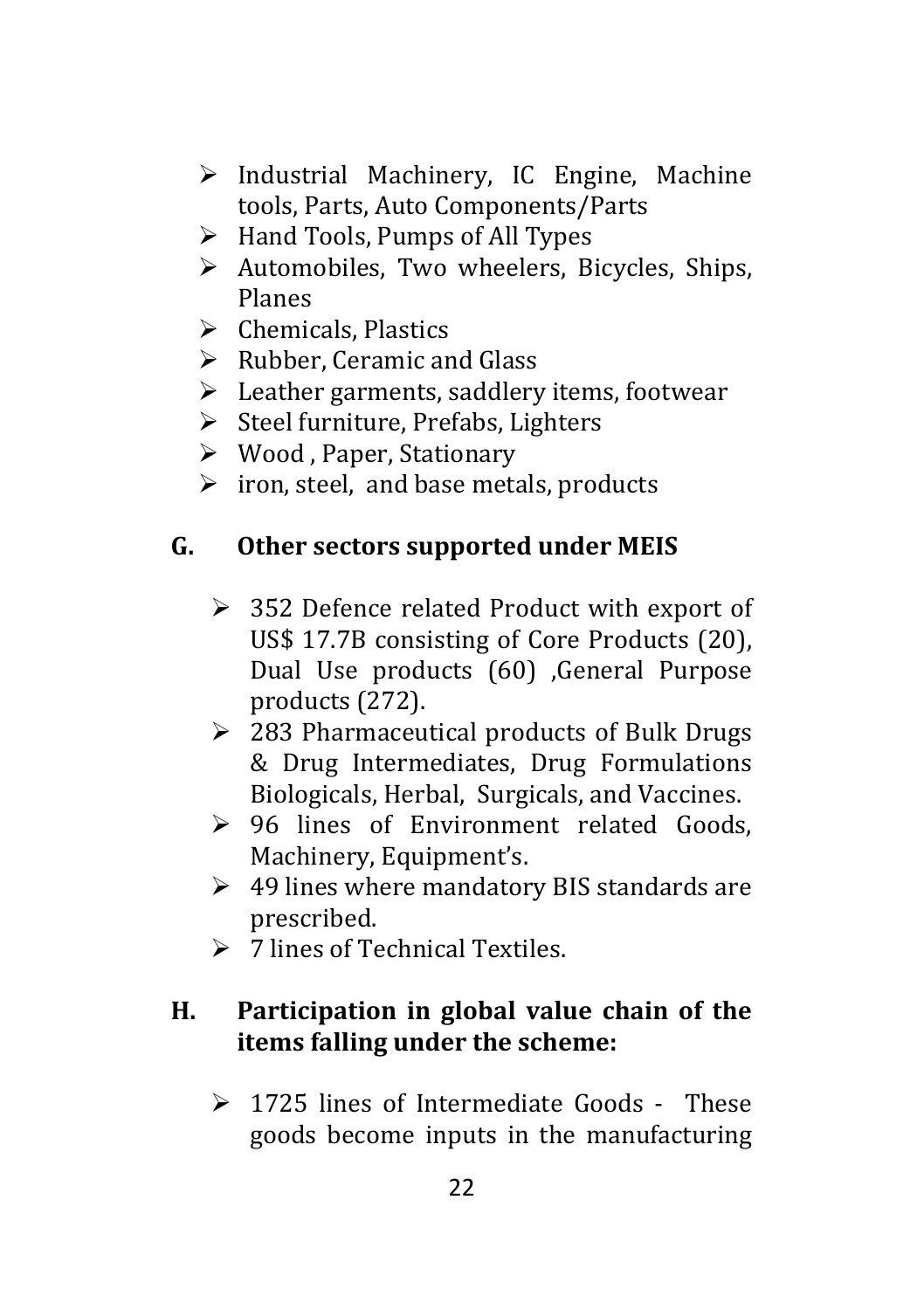- Industrial Machinery, IC Engine, Machine tools, Parts, Auto Components/Parts
- Hand Tools, Pumps of All Types
- Automobiles, Two wheelers, Bicycles, Ships, Planes
- Chemicals, Plastics
- Rubber, Ceramic and Glass
- Leather garments, saddlery items, footwear
- Steel furniture, Prefabs, Lighters
- Wood , Paper, Stationary
- iron, steel, and base metals, products

## G. Other sectors supported under MEIS

- 352 Defence related Product with export of US$ 17.7B consisting of Core Products (20), Dual Use products (60) ,General Purpose products (272).
- 283 Pharmaceutical products of Bulk Drugs & Drug Intermediates, Drug Formulations Biologicals, Herbal, Surgicals, and Vaccines.
- 96 lines of Environment related Goods, Machinery, Equipment's.
- 49 lines where mandatory BIS standards are prescribed.
- 7 lines of Technical Textiles.

## H. Participation in global value chain of the items falling under the scheme:

- 1725 lines of Intermediate Goods - These goods become inputs in the manufacturing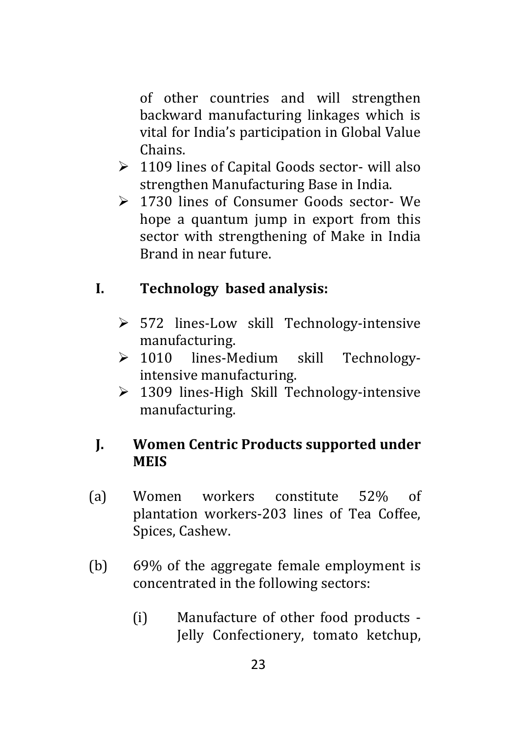of other countries and will strengthen backward manufacturing linkages which is vital for India's participation in Global Value Chains.

- 1109 lines of Capital Goods sector- will also strengthen Manufacturing Base in India.
- 1730 lines of Consumer Goods sector- We hope a quantum jump in export from this sector with strengthening of Make in India Brand in near future.

## I. Technology based analysis:

- 572 lines-Low skill Technology-intensive manufacturing.
- 1010 lines-Medium skill Technology-intensive manufacturing.
- 1309 lines-High Skill Technology-intensive manufacturing.

## J. Women Centric Products supported under MEIS

(a) Women workers constitute 52% of plantation workers-203 lines of Tea Coffee, Spices, Cashew.

(b) 69% of the aggregate female employment is concentrated in the following sectors:

(i) Manufacture of other food products - Jelly Confectionery, tomato ketchup,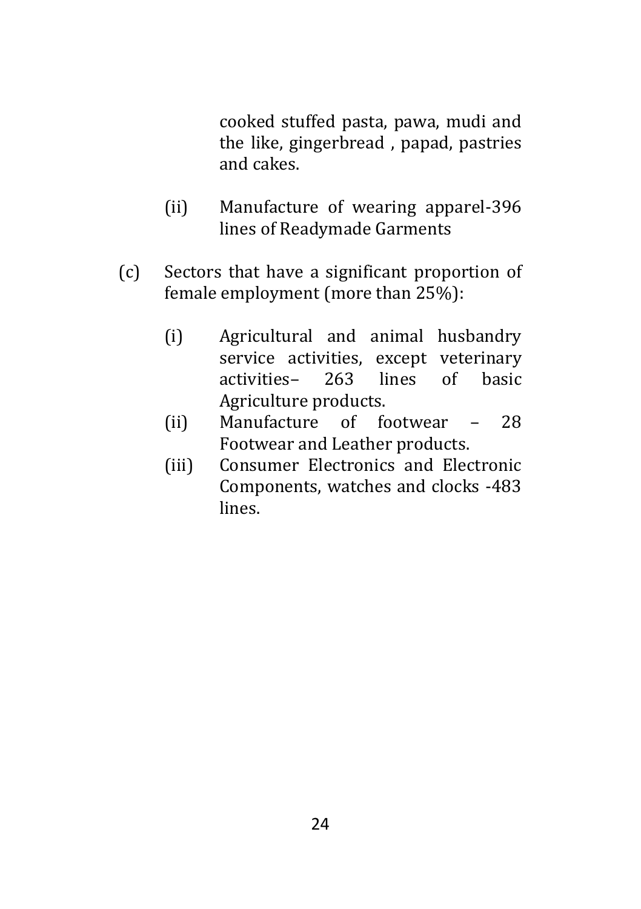cooked stuffed pasta, pawa, mudi and the like, gingerbread , papad, pastries and cakes.

(ii) Manufacture of wearing apparel-396 lines of Readymade Garments

(c) Sectors that have a significant proportion of female employment (more than 25%):

(i) Agricultural and animal husbandry service activities, except veterinary activities– 263 lines of basic Agriculture products.

(ii) Manufacture of footwear – 28 Footwear and Leather products.

(iii) Consumer Electronics and Electronic Components, watches and clocks -483 lines.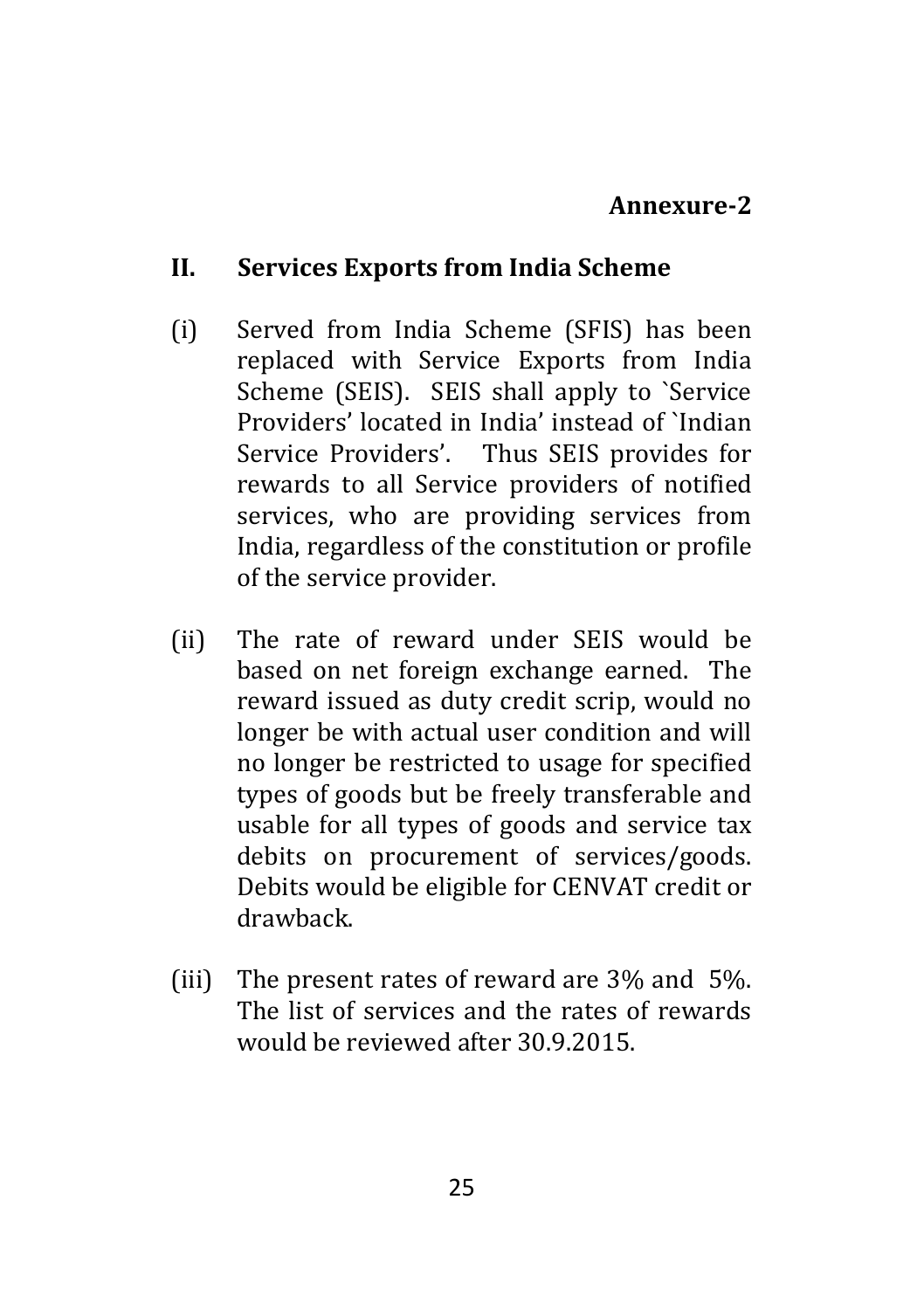**Annexure-2**

## II. Services Exports from India Scheme

(i) Served from India Scheme (SFIS) has been replaced with Service Exports from India Scheme (SEIS). SEIS shall apply to `Service Providers' located in India' instead of `Indian Service Providers'. Thus SEIS provides for rewards to all Service providers of notified services, who are providing services from India, regardless of the constitution or profile of the service provider.

(ii) The rate of reward under SEIS would be based on net foreign exchange earned. The reward issued as duty credit scrip, would no longer be with actual user condition and will no longer be restricted to usage for specified types of goods but be freely transferable and usable for all types of goods and service tax debits on procurement of services/goods. Debits would be eligible for CENVAT credit or drawback.

(iii) The present rates of reward are 3% and 5%. The list of services and the rates of rewards would be reviewed after 30.9.2015.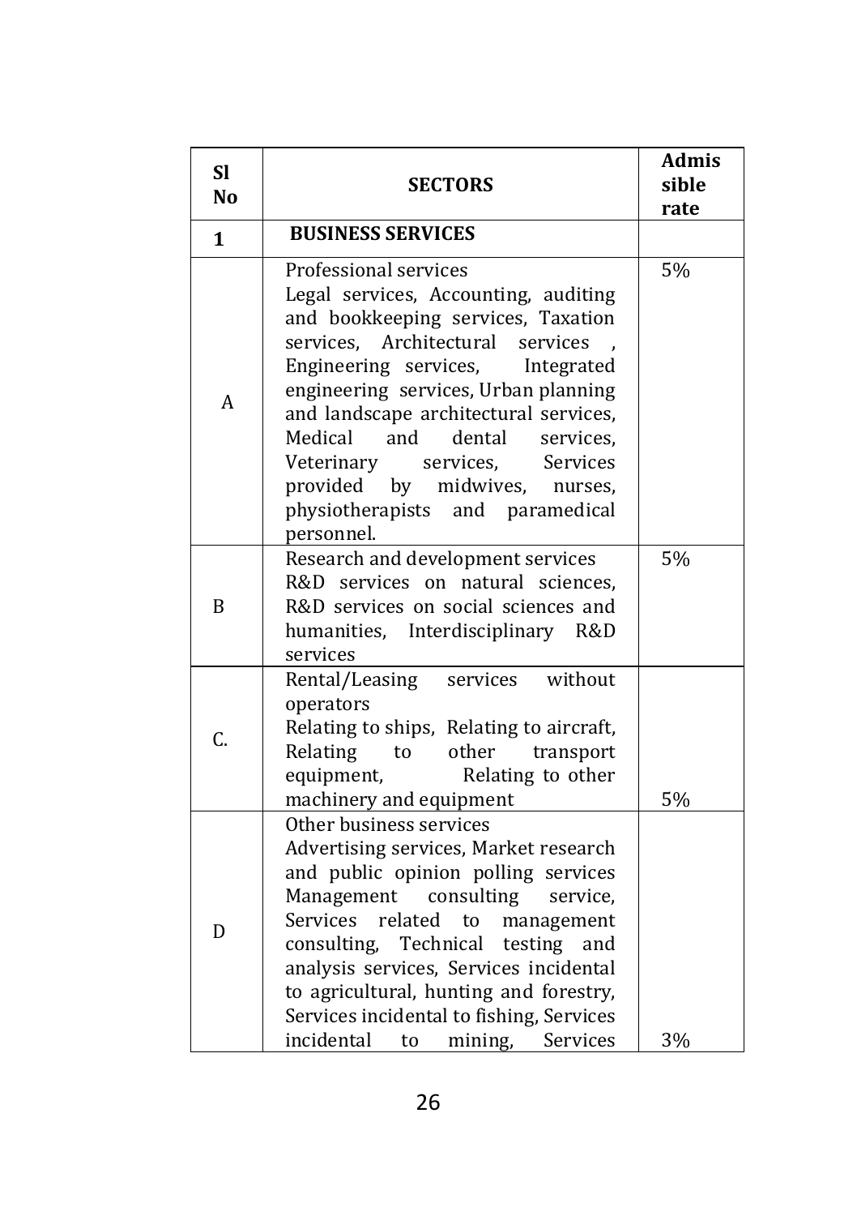| Sl No | SECTORS | Admissible rate |
|---|---|---|
| **1** | **BUSINESS SERVICES** | |
| A | Professional services<br>Legal services, Accounting, auditing and bookkeeping services, Taxation services, Architectural services , Engineering services, Integrated engineering services, Urban planning and landscape architectural services, Medical and dental services, Veterinary services, Services provided by midwives, nurses, physiotherapists and paramedical personnel. | 5% |
| B | Research and development services<br>R&D services on natural sciences, R&D services on social sciences and humanities, Interdisciplinary R&D services | 5% |
| C. | Rental/Leasing services without operators<br>Relating to ships, Relating to aircraft, Relating to other transport equipment, Relating to other machinery and equipment | 5% |
| D | Other business services<br>Advertising services, Market research and public opinion polling services Management consulting service, Services related to management consulting, Technical testing and analysis services, Services incidental to agricultural, hunting and forestry, Services incidental to fishing, Services incidental to mining, Services | 3% |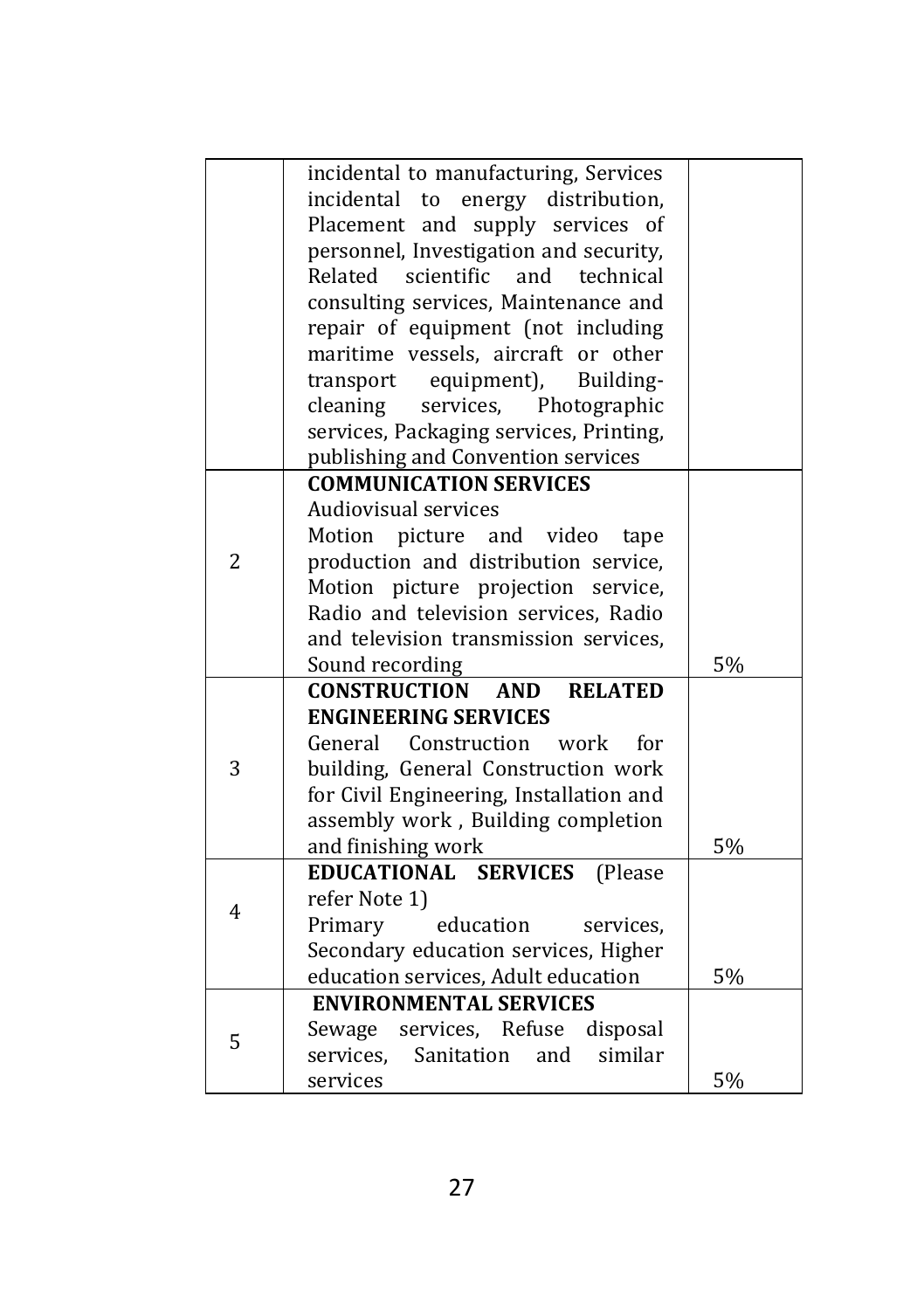| | | |
|---|---|---|
| | incidental to manufacturing, Services incidental to energy distribution, Placement and supply services of personnel, Investigation and security, Related scientific and technical consulting services, Maintenance and repair of equipment (not including maritime vessels, aircraft or other transport equipment), Building-cleaning services, Photographic services, Packaging services, Printing, publishing and Convention services | |
| 2 | **COMMUNICATION SERVICES**<br>Audiovisual services<br>Motion picture and video tape production and distribution service, Motion picture projection service, Radio and television services, Radio and television transmission services, Sound recording | 5% |
| 3 | **CONSTRUCTION AND RELATED ENGINEERING SERVICES**<br>General Construction work for building, General Construction work for Civil Engineering, Installation and assembly work , Building completion and finishing work | 5% |
| 4 | **EDUCATIONAL SERVICES** (Please refer Note 1)<br>Primary education services, Secondary education services, Higher education services, Adult education | 5% |
| 5 | **ENVIRONMENTAL SERVICES**<br>Sewage services, Refuse disposal services, Sanitation and similar services | 5% |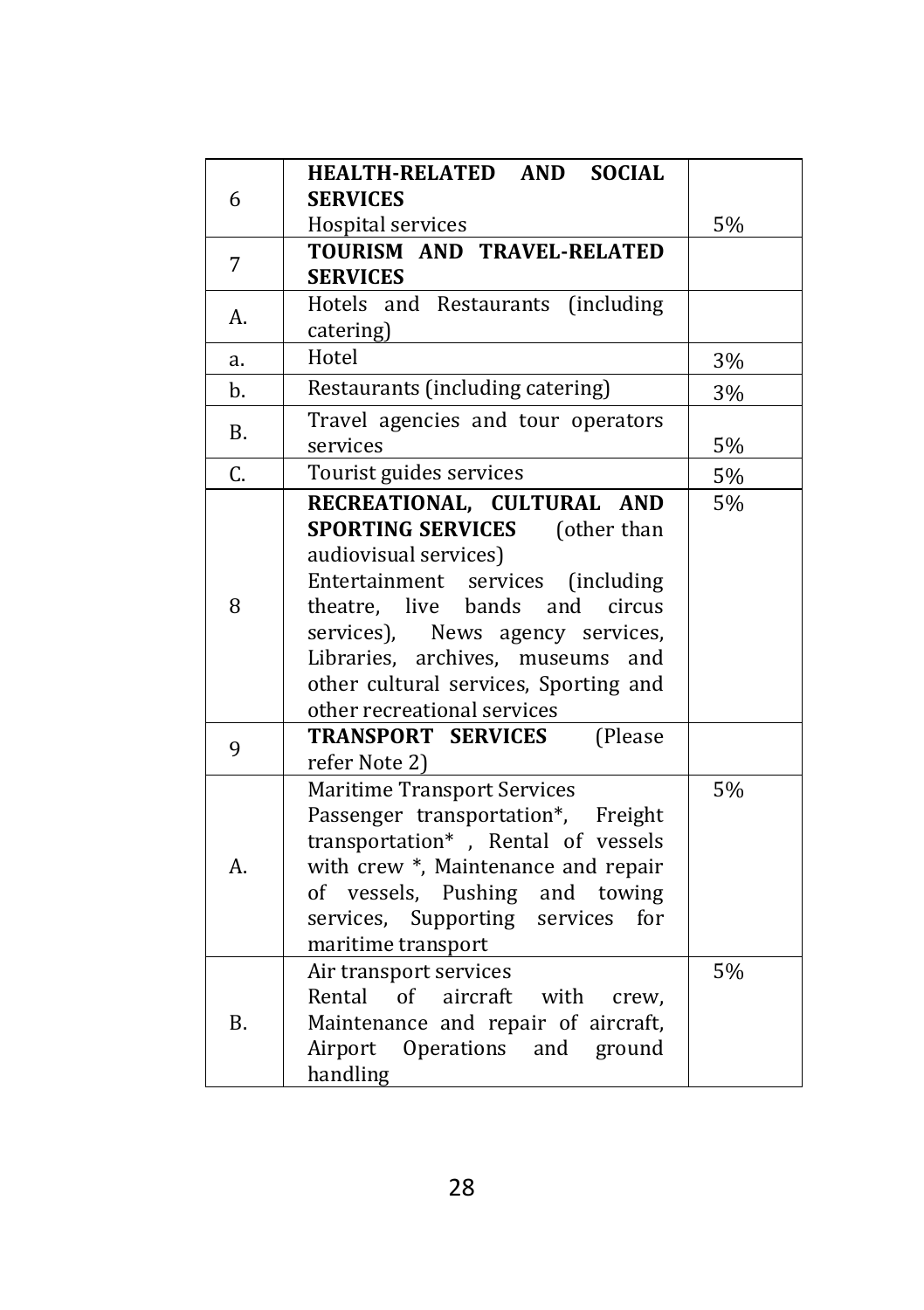| | | |
|---|---|---|
| 6 | **HEALTH-RELATED AND SOCIAL SERVICES** Hospital services | 5% |
| 7 | **TOURISM AND TRAVEL-RELATED SERVICES** | |
| A. | Hotels and Restaurants (including catering) | |
| a. | Hotel | 3% |
| b. | Restaurants (including catering) | 3% |
| B. | Travel agencies and tour operators services | 5% |
| C. | Tourist guides services | 5% |
| 8 | **RECREATIONAL, CULTURAL AND SPORTING SERVICES** (other than audiovisual services) Entertainment services (including theatre, live bands and circus services), News agency services, Libraries, archives, museums and other cultural services, Sporting and other recreational services | 5% |
| 9 | **TRANSPORT SERVICES** (Please refer Note 2) | |
| A. | Maritime Transport Services Passenger transportation*, Freight transportation* , Rental of vessels with crew *, Maintenance and repair of vessels, Pushing and towing services, Supporting services for maritime transport | 5% |
| B. | Air transport services Rental of aircraft with crew, Maintenance and repair of aircraft, Airport Operations and ground handling | 5% |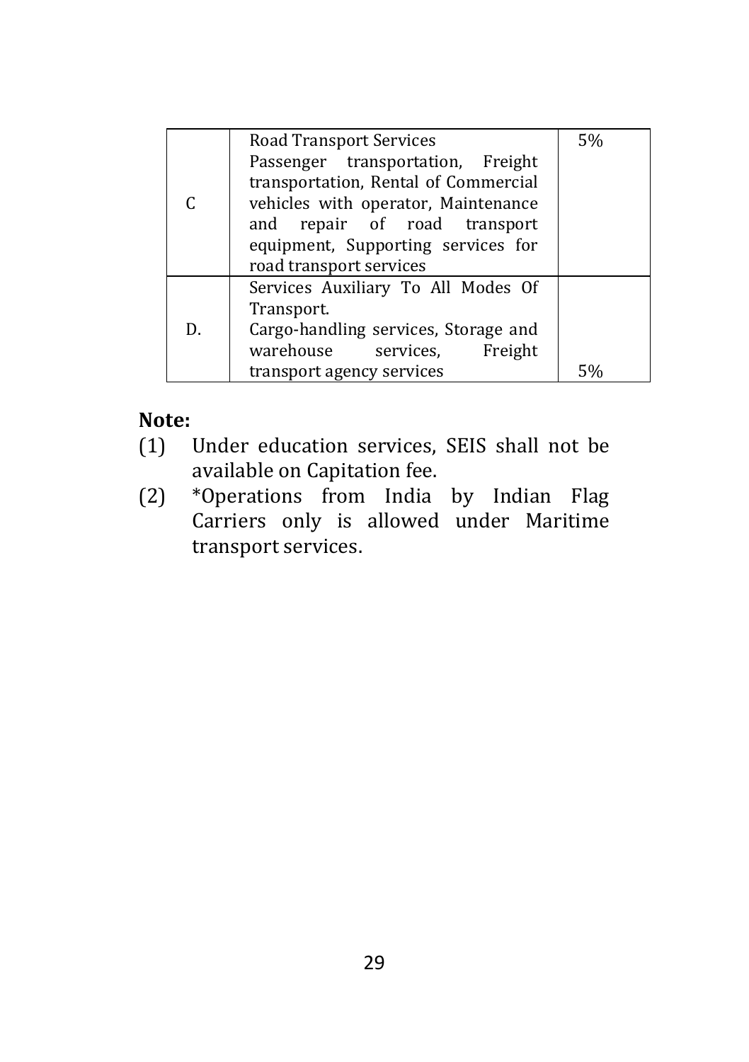| | | |
|---|---|---|
| C | Road Transport Services<br>Passenger transportation, Freight transportation, Rental of Commercial vehicles with operator, Maintenance and repair of road transport equipment, Supporting services for road transport services | 5% |
| D. | Services Auxiliary To All Modes Of Transport.<br>Cargo-handling services, Storage and warehouse services, Freight transport agency services | 5% |

**Note:**

(1) Under education services, SEIS shall not be available on Capitation fee.

(2) *Operations from India by Indian Flag Carriers only is allowed under Maritime transport services.